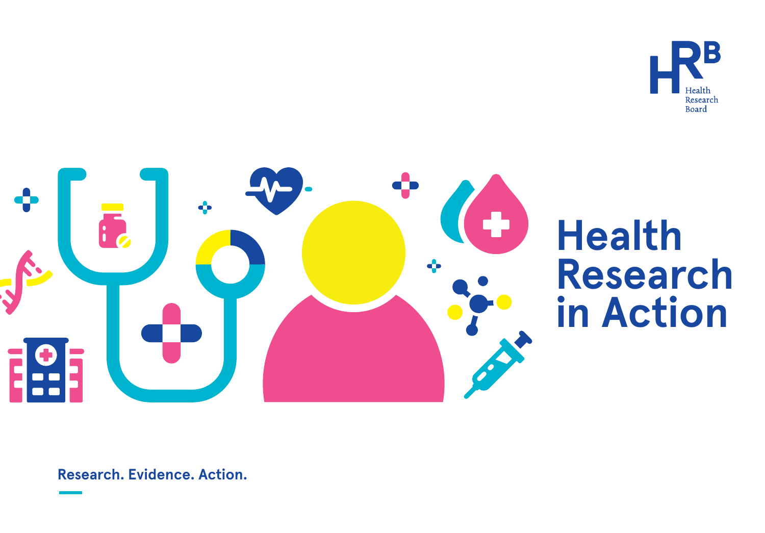Health Research Board

# Health Research in Action

**Research. Evidence. Action.**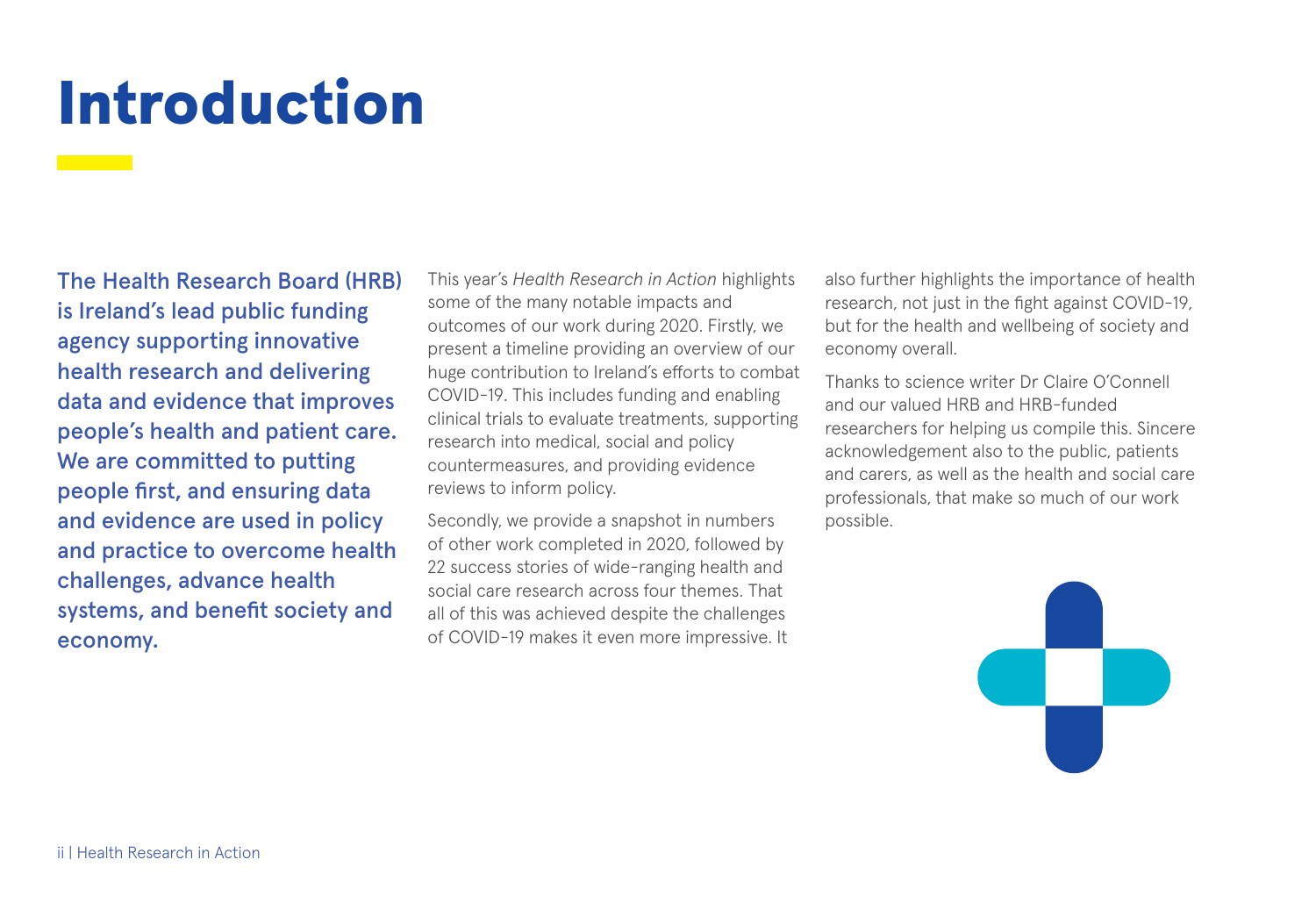# Introduction

**The Health Research Board (HRB) is Ireland's lead public funding agency supporting innovative health research and delivering data and evidence that improves people's health and patient care. We are committed to putting people first, and ensuring data and evidence are used in policy and practice to overcome health challenges, advance health systems, and benefit society and economy.**

This year's *Health Research in Action* highlights some of the many notable impacts and outcomes of our work during 2020. Firstly, we present a timeline providing an overview of our huge contribution to Ireland's efforts to combat COVID-19. This includes funding and enabling clinical trials to evaluate treatments, supporting research into medical, social and policy countermeasures, and providing evidence reviews to inform policy.

Secondly, we provide a snapshot in numbers of other work completed in 2020, followed by 22 success stories of wide-ranging health and social care research across four themes. That all of this was achieved despite the challenges of COVID-19 makes it even more impressive. It also further highlights the importance of health research, not just in the fight against COVID-19, but for the health and wellbeing of society and economy overall.

Thanks to science writer Dr Claire O'Connell and our valued HRB and HRB-funded researchers for helping us compile this. Sincere acknowledgement also to the public, patients and carers, as well as the health and social care professionals, that make so much of our work possible.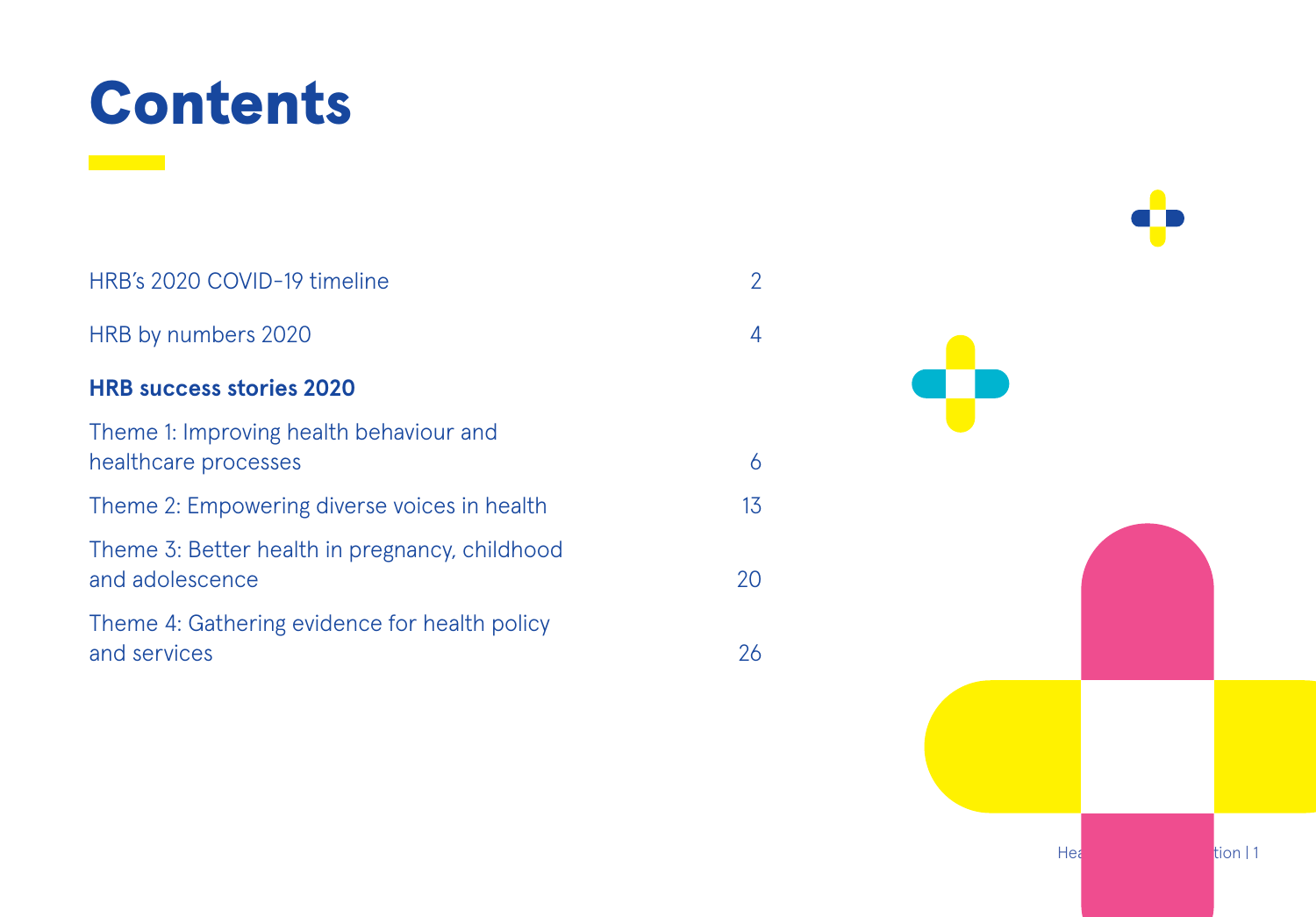# Contents

| | |
|---|---|
| HRB's 2020 COVID-19 timeline | 2 |
| HRB by numbers 2020 | 4 |
| **HRB success stories 2020** | |
| Theme 1: Improving health behaviour and healthcare processes | 6 |
| Theme 2: Empowering diverse voices in health | 13 |
| Theme 3: Better health in pregnancy, childhood and adolescence | 20 |
| Theme 4: Gathering evidence for health policy and services | 26 |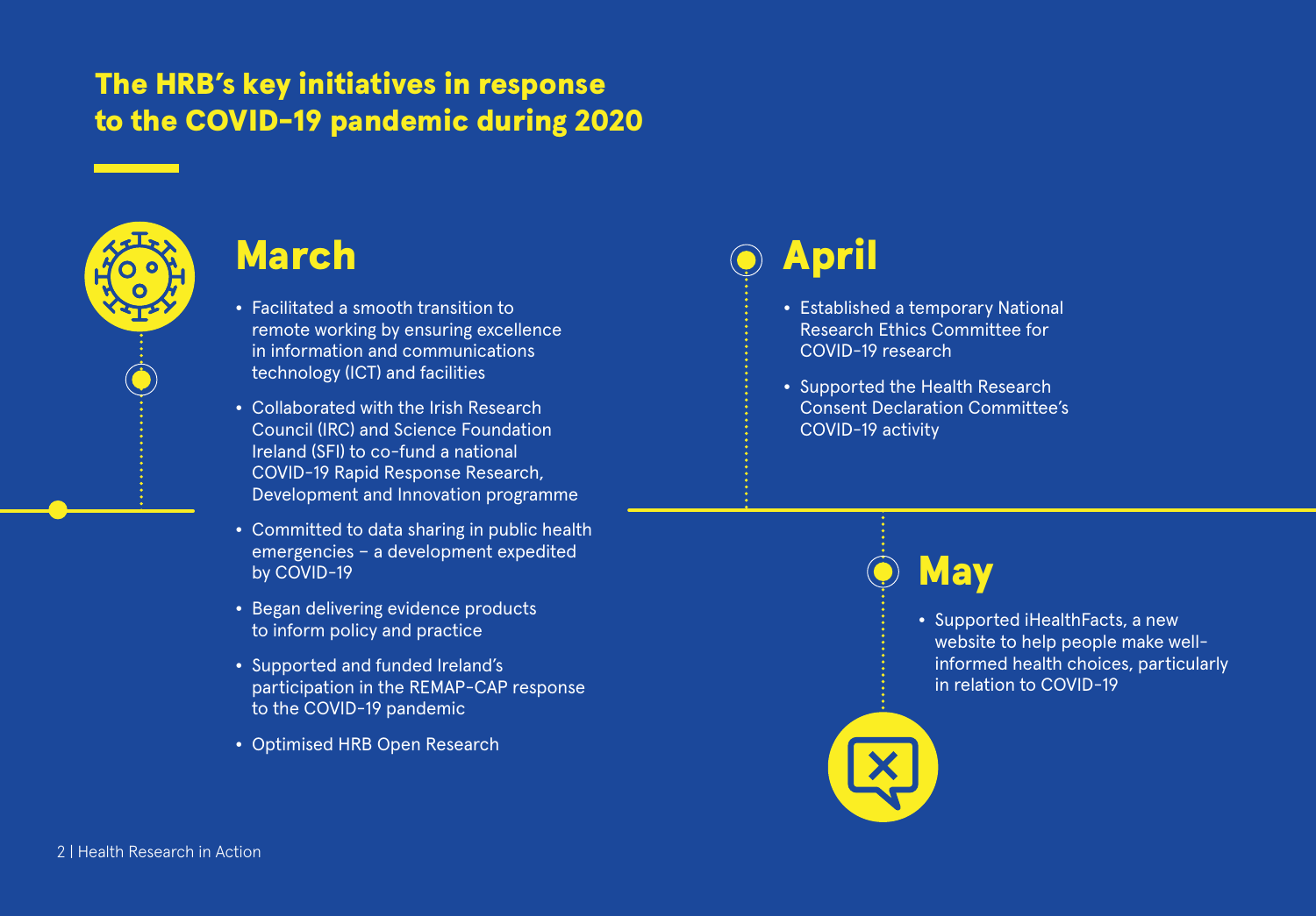## The HRB's key initiatives in response to the COVID-19 pandemic during 2020

### March

- Facilitated a smooth transition to remote working by ensuring excellence in information and communications technology (ICT) and facilities
- Collaborated with the Irish Research Council (IRC) and Science Foundation Ireland (SFI) to co-fund a national COVID-19 Rapid Response Research, Development and Innovation programme
- Committed to data sharing in public health emergencies – a development expedited by COVID-19
- Began delivering evidence products to inform policy and practice
- Supported and funded Ireland's participation in the REMAP-CAP response to the COVID-19 pandemic
- Optimised HRB Open Research

### April

- Established a temporary National Research Ethics Committee for COVID-19 research
- Supported the Health Research Consent Declaration Committee's COVID-19 activity

### May

- Supported iHealthFacts, a new website to help people make well-informed health choices, particularly in relation to COVID-19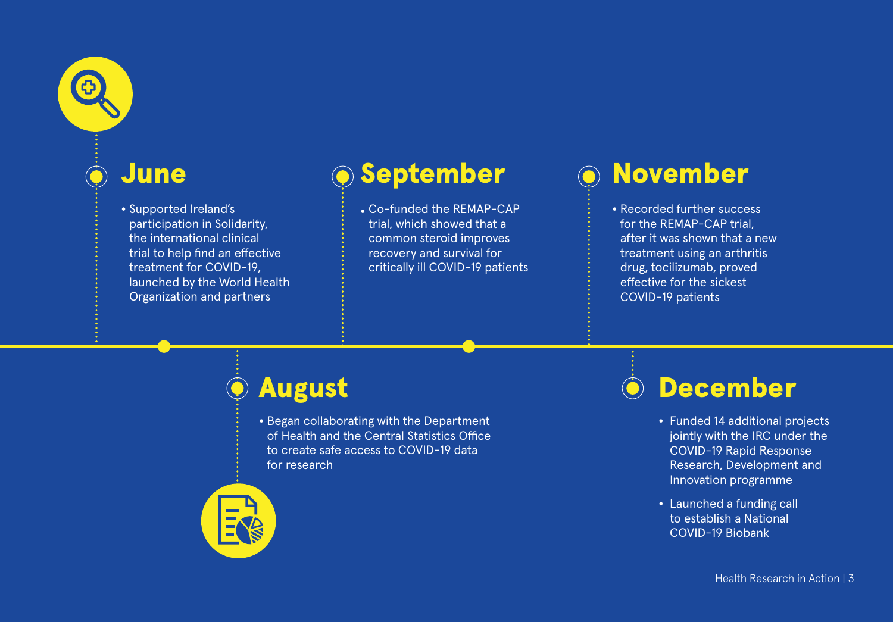## June

- Supported Ireland's participation in Solidarity, the international clinical trial to help find an effective treatment for COVID-19, launched by the World Health Organization and partners

## August

- Began collaborating with the Department of Health and the Central Statistics Office to create safe access to COVID-19 data for research

## September

- Co-funded the REMAP-CAP trial, which showed that a common steroid improves recovery and survival for critically ill COVID-19 patients

## November

- Recorded further success for the REMAP-CAP trial, after it was shown that a new treatment using an arthritis drug, tocilizumab, proved effective for the sickest COVID-19 patients

## December

- Funded 14 additional projects jointly with the IRC under the COVID-19 Rapid Response Research, Development and Innovation programme
- Launched a funding call to establish a National COVID-19 Biobank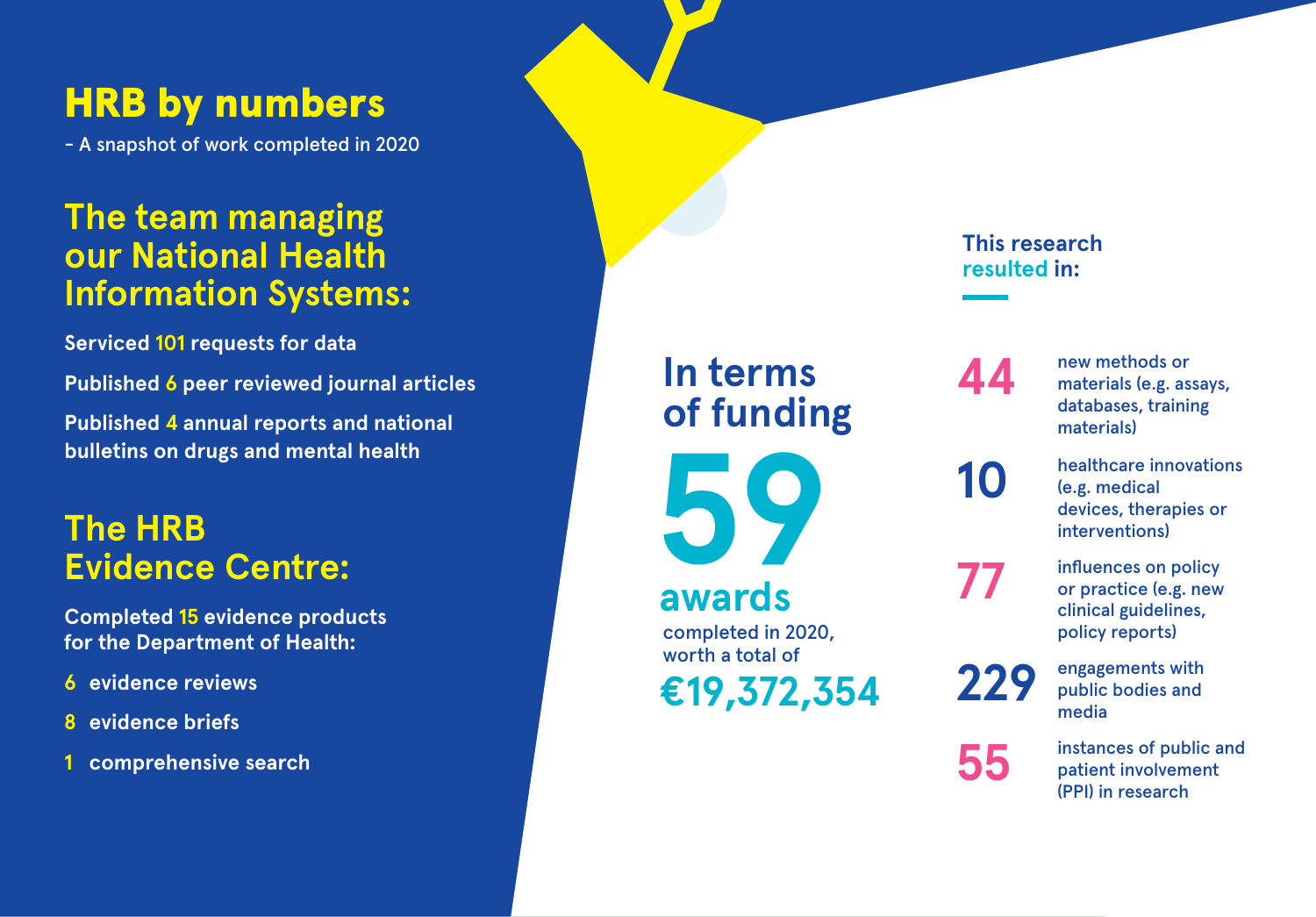# HRB by numbers

– A snapshot of work completed in 2020

## The team managing our National Health Information Systems:

**Serviced 101 requests for data**

**Published 6 peer reviewed journal articles**

**Published 4 annual reports and national bulletins on drugs and mental health**

## The HRB Evidence Centre:

**Completed 15 evidence products for the Department of Health:**

- **6 evidence reviews**
- **8 evidence briefs**
- **1 comprehensive search**

## In terms of funding

**59 awards** completed in 2020, worth a total of **€19,372,354**

### This research resulted in:

- **44** new methods or materials (e.g. assays, databases, training materials)
- **10** healthcare innovations (e.g. medical devices, therapies or interventions)
- **77** influences on policy or practice (e.g. new clinical guidelines, policy reports)
- **229** engagements with public bodies and media
- **55** instances of public and patient involvement (PPI) in research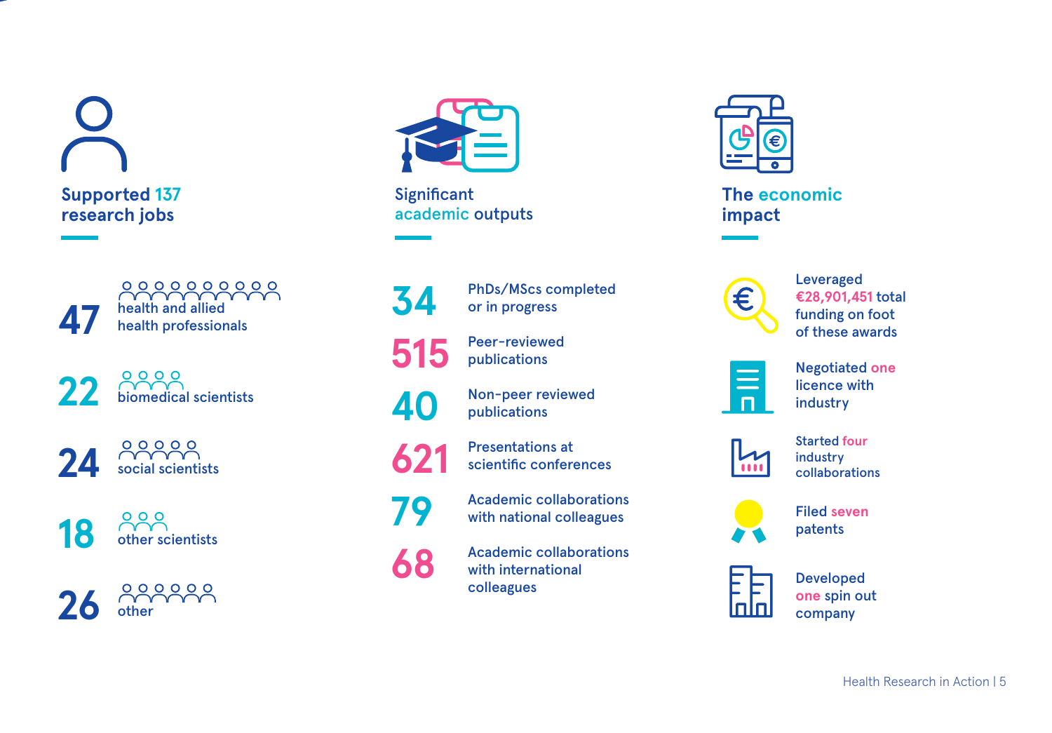## Supported 137 research jobs

- **47** health and allied health professionals
- **22** biomedical scientists
- **24** social scientists
- **18** other scientists
- **26** other

## Significant academic outputs

- **34** PhDs/MScs completed or in progress
- **515** Peer-reviewed publications
- **40** Non-peer reviewed publications
- **621** Presentations at scientific conferences
- **79** Academic collaborations with national colleagues
- **68** Academic collaborations with international colleagues

## The economic impact

- Leveraged **€28,901,451** total funding on foot of these awards
- Negotiated **one** licence with industry
- Started **four** industry collaborations
- Filed **seven** patents
- Developed **one** spin out company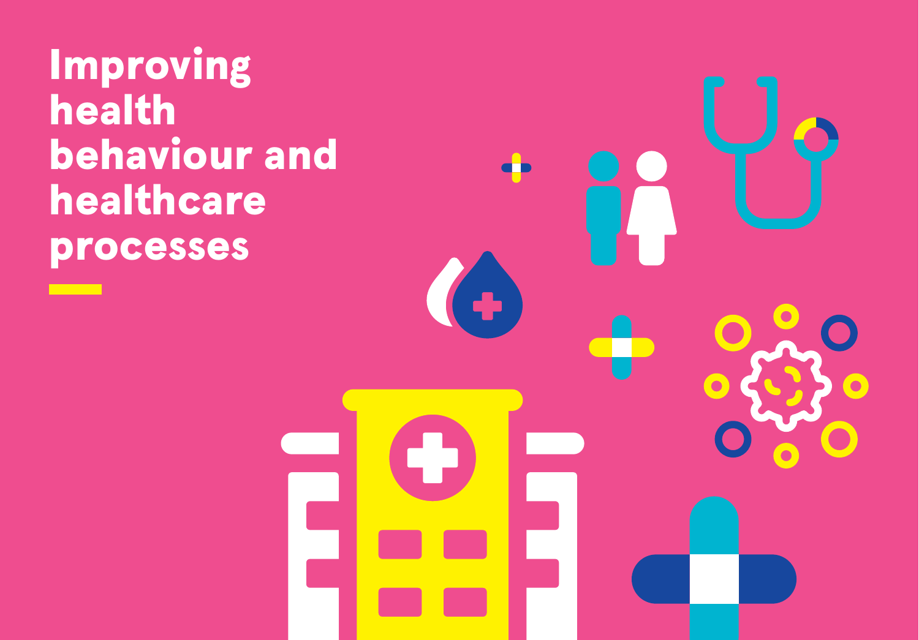# Improving health behaviour and healthcare processes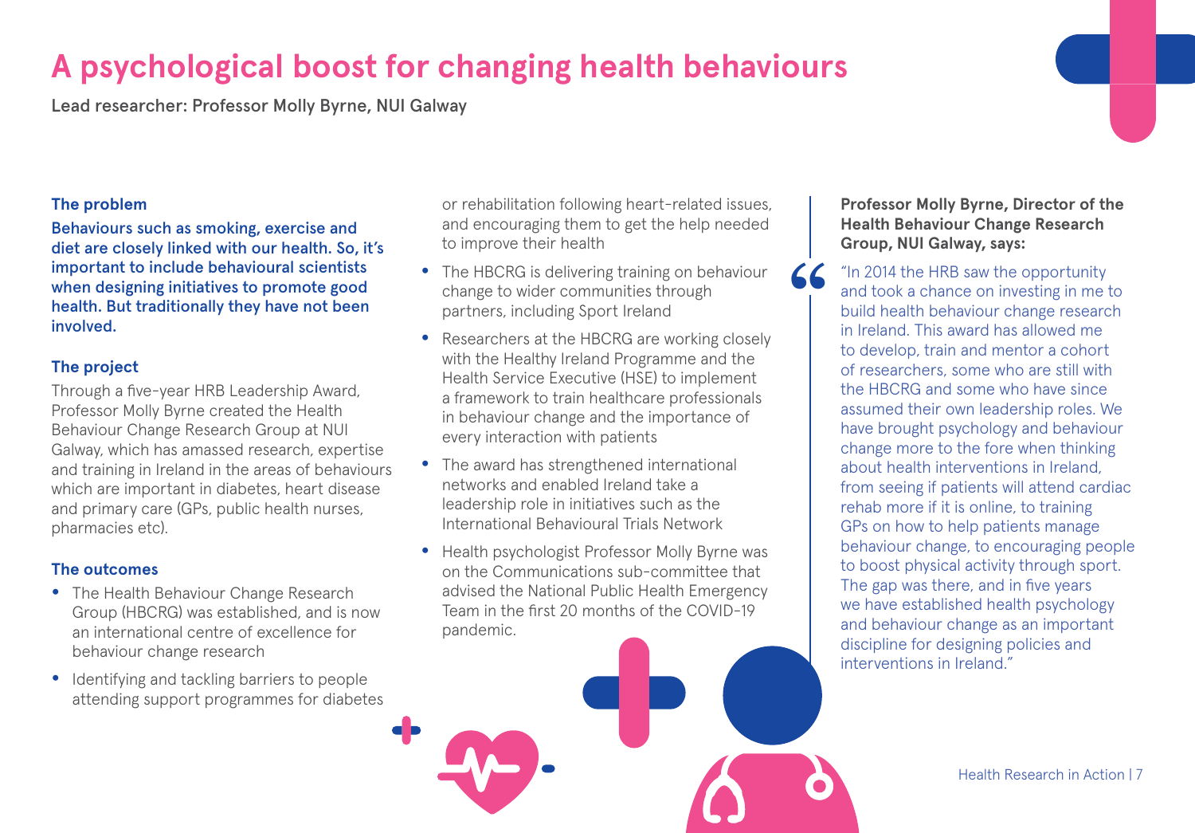# A psychological boost for changing health behaviours

Lead researcher: Professor Molly Byrne, NUI Galway

### The problem

**Behaviours such as smoking, exercise and diet are closely linked with our health. So, it's important to include behavioural scientists when designing initiatives to promote good health. But traditionally they have not been involved.**

### The project

Through a five-year HRB Leadership Award, Professor Molly Byrne created the Health Behaviour Change Research Group at NUI Galway, which has amassed research, expertise and training in Ireland in the areas of behaviours which are important in diabetes, heart disease and primary care (GPs, public health nurses, pharmacies etc).

### The outcomes

- The Health Behaviour Change Research Group (HBCRG) was established, and is now an international centre of excellence for behaviour change research
- Identifying and tackling barriers to people attending support programmes for diabetes or rehabilitation following heart-related issues, and encouraging them to get the help needed to improve their health
- The HBCRG is delivering training on behaviour change to wider communities through partners, including Sport Ireland
- Researchers at the HBCRG are working closely with the Healthy Ireland Programme and the Health Service Executive (HSE) to implement a framework to train healthcare professionals in behaviour change and the importance of every interaction with patients
- The award has strengthened international networks and enabled Ireland take a leadership role in initiatives such as the International Behavioural Trials Network
- Health psychologist Professor Molly Byrne was on the Communications sub-committee that advised the National Public Health Emergency Team in the first 20 months of the COVID-19 pandemic.

**Professor Molly Byrne, Director of the Health Behaviour Change Research Group, NUI Galway, says:**

"In 2014 the HRB saw the opportunity and took a chance on investing in me to build health behaviour change research in Ireland. This award has allowed me to develop, train and mentor a cohort of researchers, some who are still with the HBCRG and some who have since assumed their own leadership roles. We have brought psychology and behaviour change more to the fore when thinking about health interventions in Ireland, from seeing if patients will attend cardiac rehab more if it is online, to training GPs on how to help patients manage behaviour change, to encouraging people to boost physical activity through sport. The gap was there, and in five years we have established health psychology and behaviour change as an important discipline for designing policies and interventions in Ireland."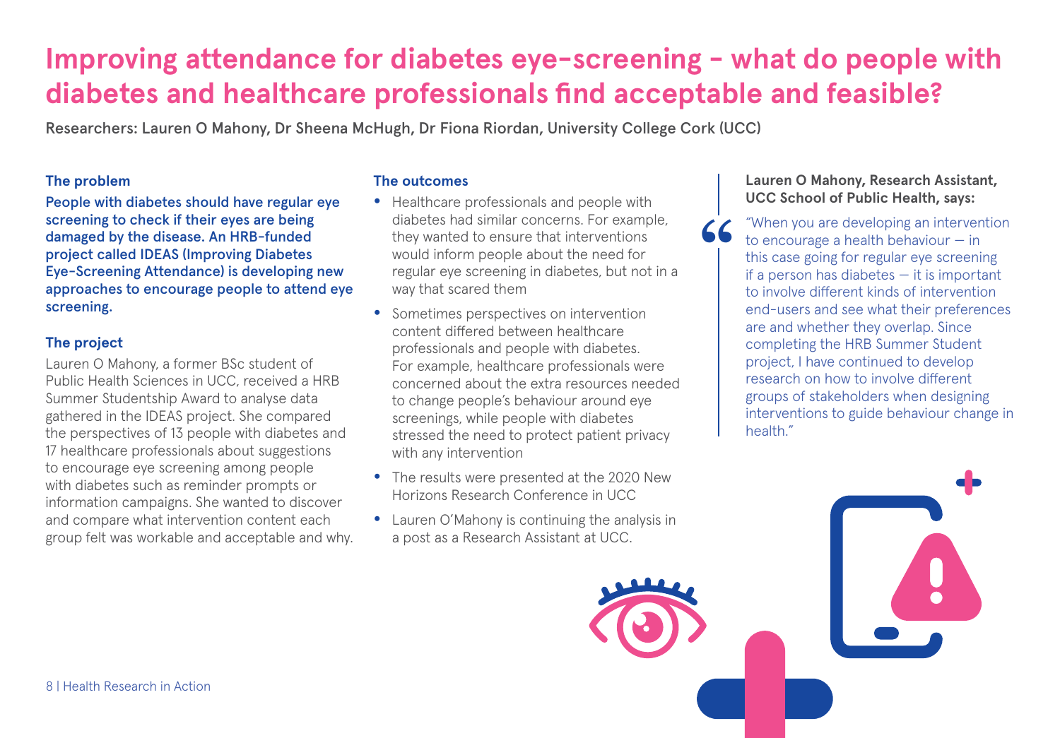# Improving attendance for diabetes eye-screening - what do people with diabetes and healthcare professionals find acceptable and feasible?

**Researchers: Lauren O Mahony, Dr Sheena McHugh, Dr Fiona Riordan, University College Cork (UCC)**

### The problem

**People with diabetes should have regular eye screening to check if their eyes are being damaged by the disease. An HRB-funded project called IDEAS (Improving Diabetes Eye-Screening Attendance) is developing new approaches to encourage people to attend eye screening.**

### The project

Lauren O Mahony, a former BSc student of Public Health Sciences in UCC, received a HRB Summer Studentship Award to analyse data gathered in the IDEAS project. She compared the perspectives of 13 people with diabetes and 17 healthcare professionals about suggestions to encourage eye screening among people with diabetes such as reminder prompts or information campaigns. She wanted to discover and compare what intervention content each group felt was workable and acceptable and why.

### The outcomes

- Healthcare professionals and people with diabetes had similar concerns. For example, they wanted to ensure that interventions would inform people about the need for regular eye screening in diabetes, but not in a way that scared them
- Sometimes perspectives on intervention content differed between healthcare professionals and people with diabetes. For example, healthcare professionals were concerned about the extra resources needed to change people's behaviour around eye screenings, while people with diabetes stressed the need to protect patient privacy with any intervention
- The results were presented at the 2020 New Horizons Research Conference in UCC
- Lauren O'Mahony is continuing the analysis in a post as a Research Assistant at UCC.

**Lauren O Mahony, Research Assistant, UCC School of Public Health, says:**

"When you are developing an intervention to encourage a health behaviour — in this case going for regular eye screening if a person has diabetes — it is important to involve different kinds of intervention end-users and see what their preferences are and whether they overlap. Since completing the HRB Summer Student project, I have continued to develop research on how to involve different groups of stakeholders when designing interventions to guide behaviour change in health."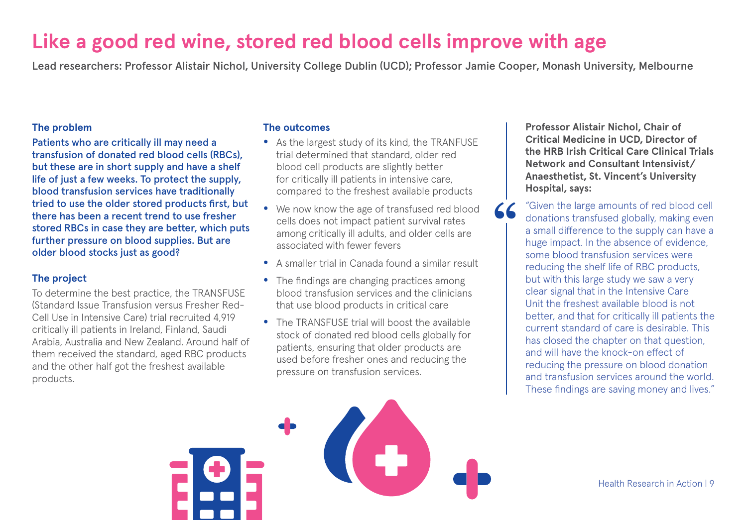# Like a good red wine, stored red blood cells improve with age

**Lead researchers: Professor Alistair Nichol, University College Dublin (UCD); Professor Jamie Cooper, Monash University, Melbourne**

### The problem

**Patients who are critically ill may need a transfusion of donated red blood cells (RBCs), but these are in short supply and have a shelf life of just a few weeks. To protect the supply, blood transfusion services have traditionally tried to use the older stored products first, but there has been a recent trend to use fresher stored RBCs in case they are better, which puts further pressure on blood supplies. But are older blood stocks just as good?**

### The project

To determine the best practice, the TRANSFUSE (Standard Issue Transfusion versus Fresher Red-Cell Use in Intensive Care) trial recruited 4,919 critically ill patients in Ireland, Finland, Saudi Arabia, Australia and New Zealand. Around half of them received the standard, aged RBC products and the other half got the freshest available products.

### The outcomes

- As the largest study of its kind, the TRANFUSE trial determined that standard, older red blood cell products are slightly better for critically ill patients in intensive care, compared to the freshest available products
- We now know the age of transfused red blood cells does not impact patient survival rates among critically ill adults, and older cells are associated with fewer fevers
- A smaller trial in Canada found a similar result
- The findings are changing practices among blood transfusion services and the clinicians that use blood products in critical care
- The TRANSFUSE trial will boost the available stock of donated red blood cells globally for patients, ensuring that older products are used before fresher ones and reducing the pressure on transfusion services.

**Professor Alistair Nichol, Chair of Critical Medicine in UCD, Director of the HRB Irish Critical Care Clinical Trials Network and Consultant Intensivist/ Anaesthetist, St. Vincent's University Hospital, says:**

> "Given the large amounts of red blood cell donations transfused globally, making even a small difference to the supply can have a huge impact. In the absence of evidence, some blood transfusion services were reducing the shelf life of RBC products, but with this large study we saw a very clear signal that in the Intensive Care Unit the freshest available blood is not better, and that for critically ill patients the current standard of care is desirable. This has closed the chapter on that question, and will have the knock-on effect of reducing the pressure on blood donation and transfusion services around the world. These findings are saving money and lives."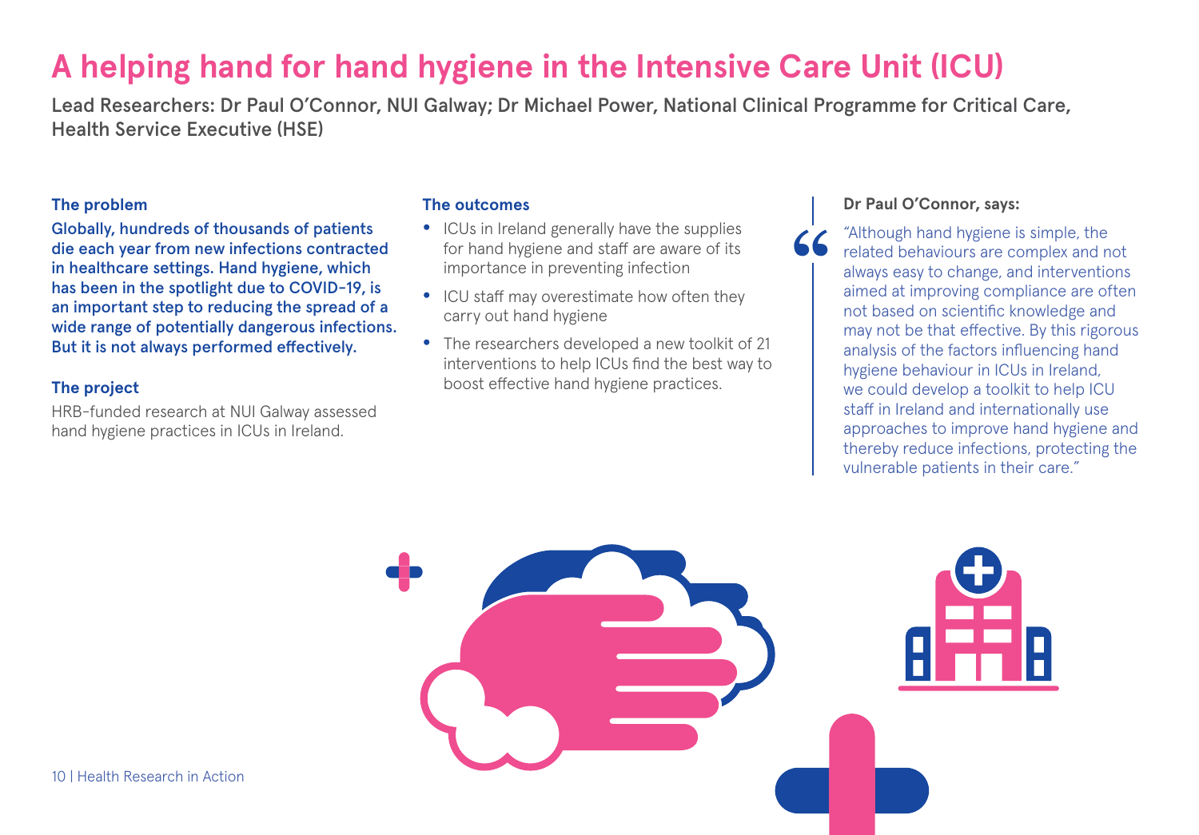# A helping hand for hand hygiene in the Intensive Care Unit (ICU)

**Lead Researchers: Dr Paul O'Connor, NUI Galway; Dr Michael Power, National Clinical Programme for Critical Care, Health Service Executive (HSE)**

### The problem

**Globally, hundreds of thousands of patients die each year from new infections contracted in healthcare settings. Hand hygiene, which has been in the spotlight due to COVID-19, is an important step to reducing the spread of a wide range of potentially dangerous infections. But it is not always performed effectively.**

### The project

HRB-funded research at NUI Galway assessed hand hygiene practices in ICUs in Ireland.

### The outcomes

- ICUs in Ireland generally have the supplies for hand hygiene and staff are aware of its importance in preventing infection
- ICU staff may overestimate how often they carry out hand hygiene
- The researchers developed a new toolkit of 21 interventions to help ICUs find the best way to boost effective hand hygiene practices.

**Dr Paul O'Connor, says:**

"Although hand hygiene is simple, the related behaviours are complex and not always easy to change, and interventions aimed at improving compliance are often not based on scientific knowledge and may not be that effective. By this rigorous analysis of the factors influencing hand hygiene behaviour in ICUs in Ireland, we could develop a toolkit to help ICU staff in Ireland and internationally use approaches to improve hand hygiene and thereby reduce infections, protecting the vulnerable patients in their care."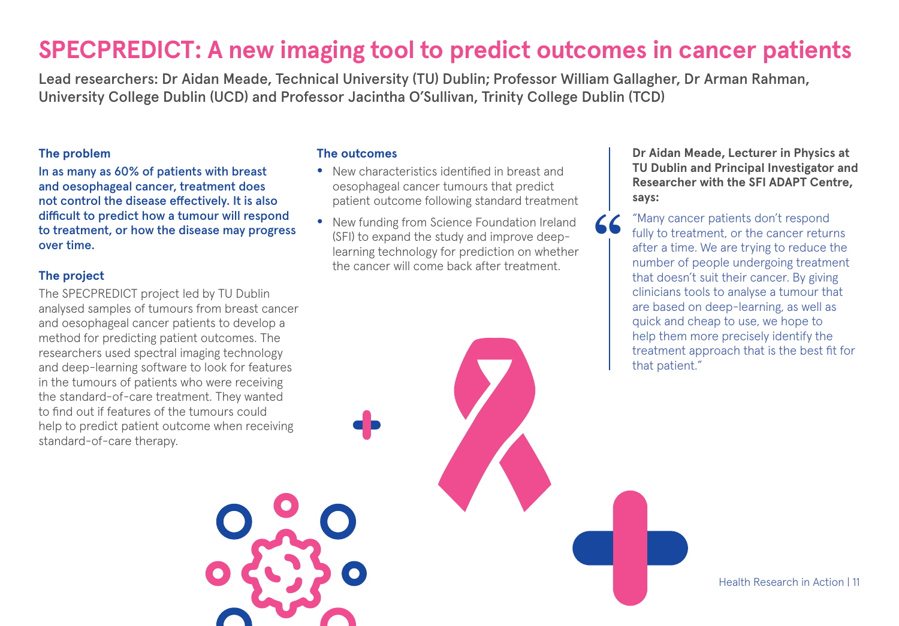# SPECPREDICT: A new imaging tool to predict outcomes in cancer patients

Lead researchers: Dr Aidan Meade, Technical University (TU) Dublin; Professor William Gallagher, Dr Arman Rahman, University College Dublin (UCD) and Professor Jacintha O'Sullivan, Trinity College Dublin (TCD)

### The problem

**In as many as 60% of patients with breast and oesophageal cancer, treatment does not control the disease effectively. It is also difficult to predict how a tumour will respond to treatment, or how the disease may progress over time.**

### The project

The SPECPREDICT project led by TU Dublin analysed samples of tumours from breast cancer and oesophageal cancer patients to develop a method for predicting patient outcomes. The researchers used spectral imaging technology and deep-learning software to look for features in the tumours of patients who were receiving the standard-of-care treatment. They wanted to find out if features of the tumours could help to predict patient outcome when receiving standard-of-care therapy.

### The outcomes

- New characteristics identified in breast and oesophageal cancer tumours that predict patient outcome following standard treatment
- New funding from Science Foundation Ireland (SFI) to expand the study and improve deep-learning technology for prediction on whether the cancer will come back after treatment.

**Dr Aidan Meade, Lecturer in Physics at TU Dublin and Principal Investigator and Researcher with the SFI ADAPT Centre, says:**

"Many cancer patients don't respond fully to treatment, or the cancer returns after a time. We are trying to reduce the number of people undergoing treatment that doesn't suit their cancer. By giving clinicians tools to analyse a tumour that are based on deep-learning, as well as quick and cheap to use, we hope to help them more precisely identify the treatment approach that is the best fit for that patient."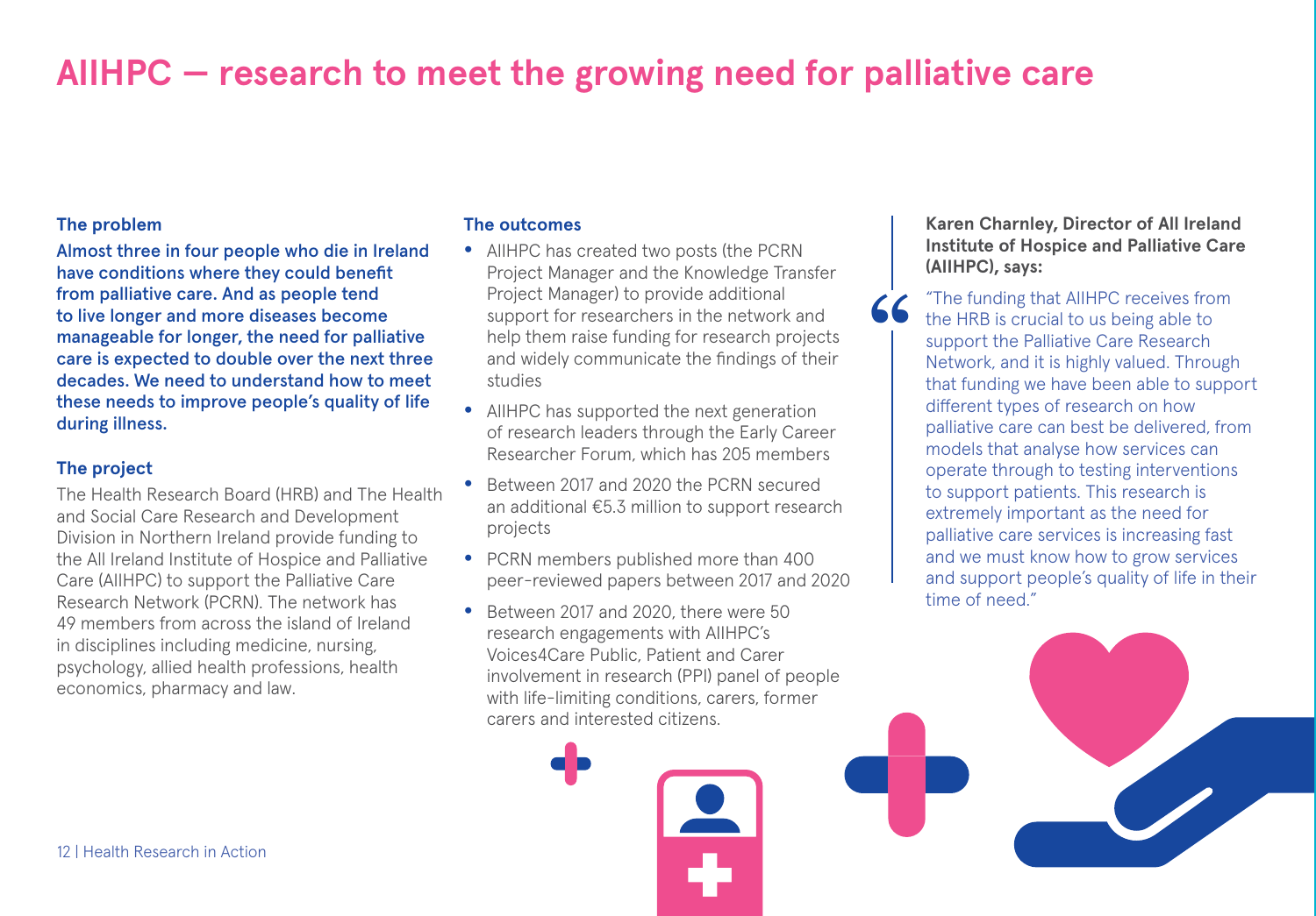# AIIHPC – research to meet the growing need for palliative care

### The problem

**Almost three in four people who die in Ireland have conditions where they could benefit from palliative care. And as people tend to live longer and more diseases become manageable for longer, the need for palliative care is expected to double over the next three decades. We need to understand how to meet these needs to improve people's quality of life during illness.**

### The project

The Health Research Board (HRB) and The Health and Social Care Research and Development Division in Northern Ireland provide funding to the All Ireland Institute of Hospice and Palliative Care (AIIHPC) to support the Palliative Care Research Network (PCRN). The network has 49 members from across the island of Ireland in disciplines including medicine, nursing, psychology, allied health professions, health economics, pharmacy and law.

### The outcomes

- AIIHPC has created two posts (the PCRN Project Manager and the Knowledge Transfer Project Manager) to provide additional support for researchers in the network and help them raise funding for research projects and widely communicate the findings of their studies
- AIIHPC has supported the next generation of research leaders through the Early Career Researcher Forum, which has 205 members
- Between 2017 and 2020 the PCRN secured an additional €5.3 million to support research projects
- PCRN members published more than 400 peer-reviewed papers between 2017 and 2020
- Between 2017 and 2020, there were 50 research engagements with AIIHPC's Voices4Care Public, Patient and Carer involvement in research (PPI) panel of people with life-limiting conditions, carers, former carers and interested citizens.

**Karen Charnley, Director of All Ireland Institute of Hospice and Palliative Care (AIIHPC), says:**

> "The funding that AIIHPC receives from the HRB is crucial to us being able to support the Palliative Care Research Network, and it is highly valued. Through that funding we have been able to support different types of research on how palliative care can best be delivered, from models that analyse how services can operate through to testing interventions to support patients. This research is extremely important as the need for palliative care services is increasing fast and we must know how to grow services and support people's quality of life in their time of need."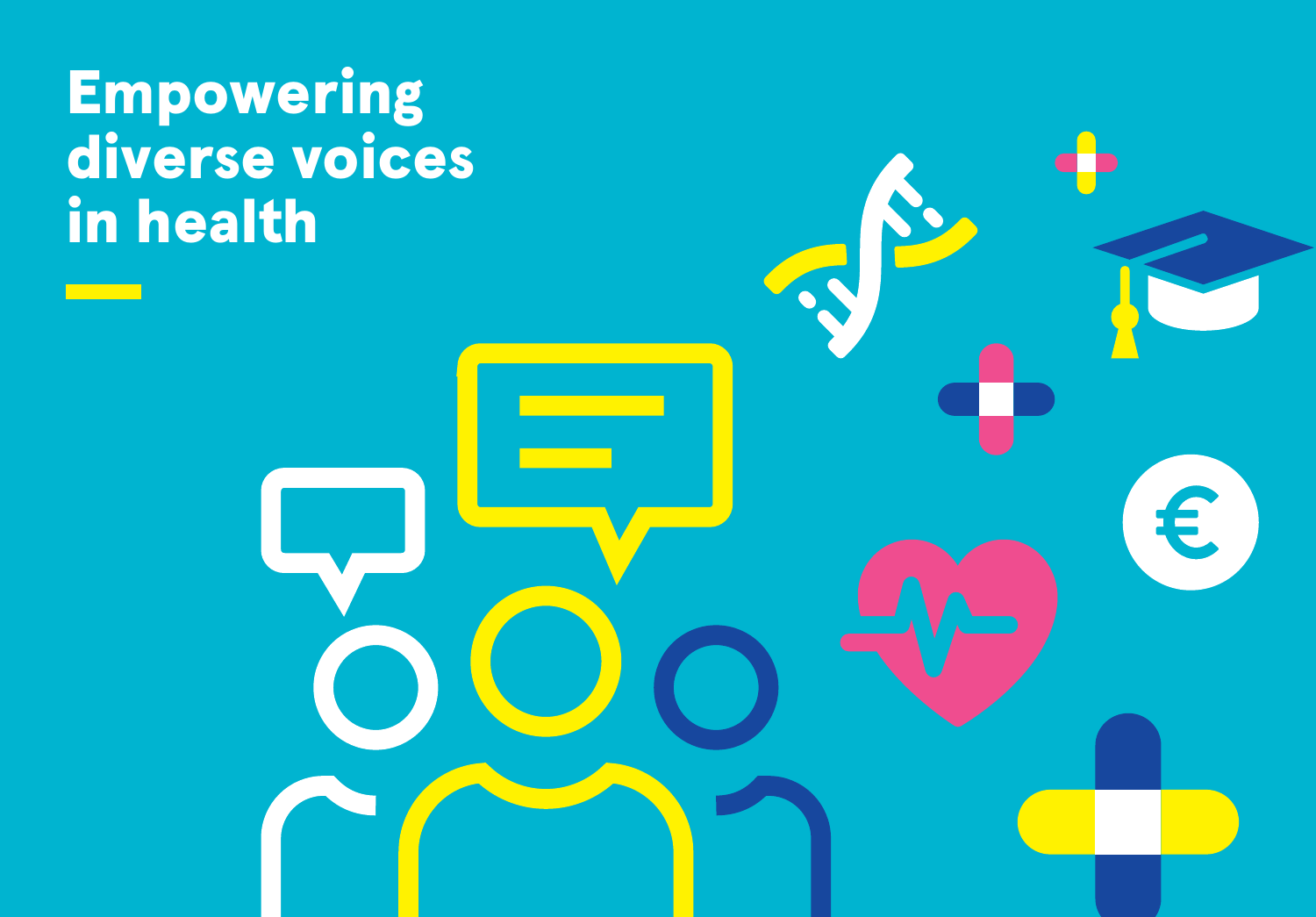# Empowering diverse voices in health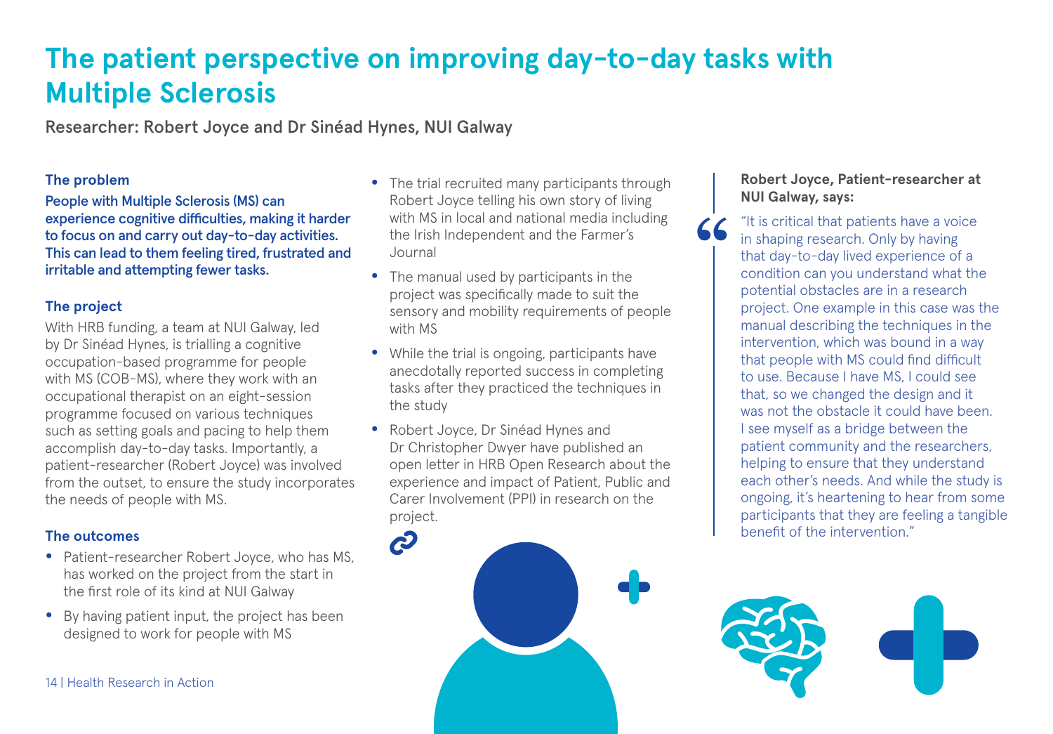# The patient perspective on improving day-to-day tasks with Multiple Sclerosis

Researcher: Robert Joyce and Dr Sinéad Hynes, NUI Galway

### The problem

**People with Multiple Sclerosis (MS) can experience cognitive difficulties, making it harder to focus on and carry out day-to-day activities. This can lead to them feeling tired, frustrated and irritable and attempting fewer tasks.**

### The project

With HRB funding, a team at NUI Galway, led by Dr Sinéad Hynes, is trialling a cognitive occupation-based programme for people with MS (COB-MS), where they work with an occupational therapist on an eight-session programme focused on various techniques such as setting goals and pacing to help them accomplish day-to-day tasks. Importantly, a patient-researcher (Robert Joyce) was involved from the outset, to ensure the study incorporates the needs of people with MS.

### The outcomes

- Patient-researcher Robert Joyce, who has MS, has worked on the project from the start in the first role of its kind at NUI Galway
- By having patient input, the project has been designed to work for people with MS
- The trial recruited many participants through Robert Joyce telling his own story of living with MS in local and national media including the Irish Independent and the Farmer's Journal
- The manual used by participants in the project was specifically made to suit the sensory and mobility requirements of people with MS
- While the trial is ongoing, participants have anecdotally reported success in completing tasks after they practiced the techniques in the study
- Robert Joyce, Dr Sinéad Hynes and Dr Christopher Dwyer have published an open letter in HRB Open Research about the experience and impact of Patient, Public and Carer Involvement (PPI) in research on the project.

**Robert Joyce, Patient-researcher at NUI Galway, says:**

> "It is critical that patients have a voice in shaping research. Only by having that day-to-day lived experience of a condition can you understand what the potential obstacles are in a research project. One example in this case was the manual describing the techniques in the intervention, which was bound in a way that people with MS could find difficult to use. Because I have MS, I could see that, so we changed the design and it was not the obstacle it could have been. I see myself as a bridge between the patient community and the researchers, helping to ensure that they understand each other's needs. And while the study is ongoing, it's heartening to hear from some participants that they are feeling a tangible benefit of the intervention."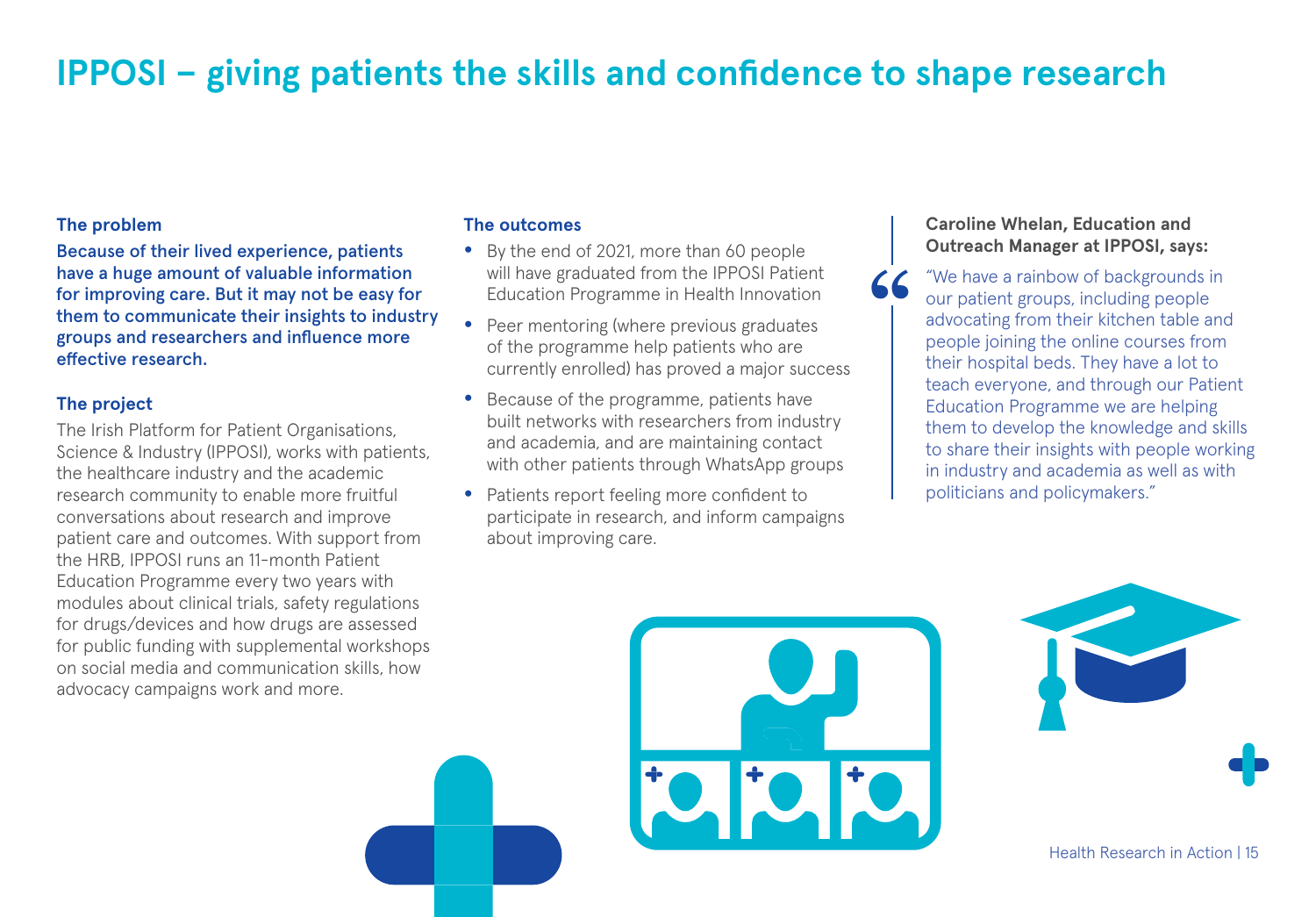# IPPOSI – giving patients the skills and confidence to shape research

### The problem

**Because of their lived experience, patients have a huge amount of valuable information for improving care. But it may not be easy for them to communicate their insights to industry groups and researchers and influence more effective research.**

### The project

The Irish Platform for Patient Organisations, Science & Industry (IPPOSI), works with patients, the healthcare industry and the academic research community to enable more fruitful conversations about research and improve patient care and outcomes. With support from the HRB, IPPOSI runs an 11-month Patient Education Programme every two years with modules about clinical trials, safety regulations for drugs/devices and how drugs are assessed for public funding with supplemental workshops on social media and communication skills, how advocacy campaigns work and more.

### The outcomes

- By the end of 2021, more than 60 people will have graduated from the IPPOSI Patient Education Programme in Health Innovation
- Peer mentoring (where previous graduates of the programme help patients who are currently enrolled) has proved a major success
- Because of the programme, patients have built networks with researchers from industry and academia, and are maintaining contact with other patients through WhatsApp groups
- Patients report feeling more confident to participate in research, and inform campaigns about improving care.

**Caroline Whelan, Education and Outreach Manager at IPPOSI, says:**

"We have a rainbow of backgrounds in our patient groups, including people advocating from their kitchen table and people joining the online courses from their hospital beds. They have a lot to teach everyone, and through our Patient Education Programme we are helping them to develop the knowledge and skills to share their insights with people working in industry and academia as well as with politicians and policymakers."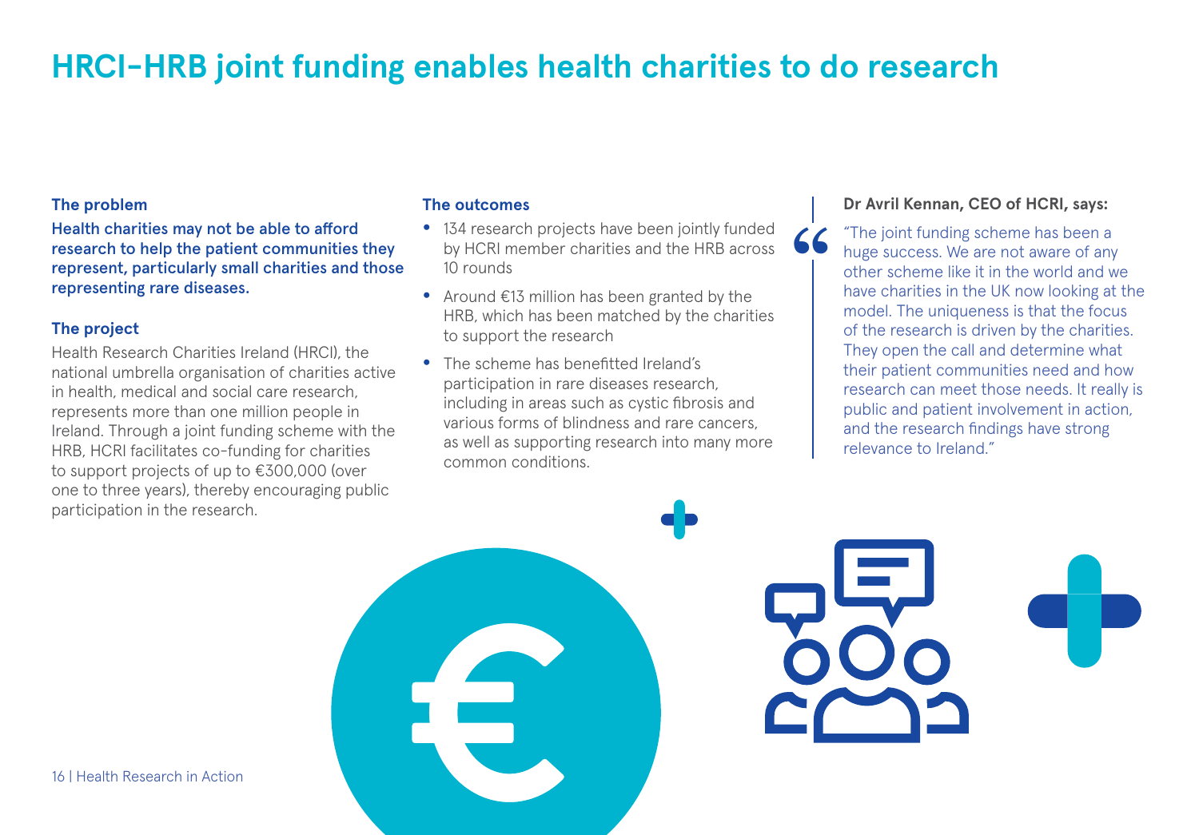# HRCI–HRB joint funding enables health charities to do research

### The problem

**Health charities may not be able to afford research to help the patient communities they represent, particularly small charities and those representing rare diseases.**

### The project

Health Research Charities Ireland (HRCI), the national umbrella organisation of charities active in health, medical and social care research, represents more than one million people in Ireland. Through a joint funding scheme with the HRB, HCRI facilitates co-funding for charities to support projects of up to €300,000 (over one to three years), thereby encouraging public participation in the research.

### The outcomes

- 134 research projects have been jointly funded by HCRI member charities and the HRB across 10 rounds
- Around €13 million has been granted by the HRB, which has been matched by the charities to support the research
- The scheme has benefitted Ireland's participation in rare diseases research, including in areas such as cystic fibrosis and various forms of blindness and rare cancers, as well as supporting research into many more common conditions.

**Dr Avril Kennan, CEO of HCRI, says:**

"The joint funding scheme has been a huge success. We are not aware of any other scheme like it in the world and we have charities in the UK now looking at the model. The uniqueness is that the focus of the research is driven by the charities. They open the call and determine what their patient communities need and how research can meet those needs. It really is public and patient involvement in action, and the research findings have strong relevance to Ireland."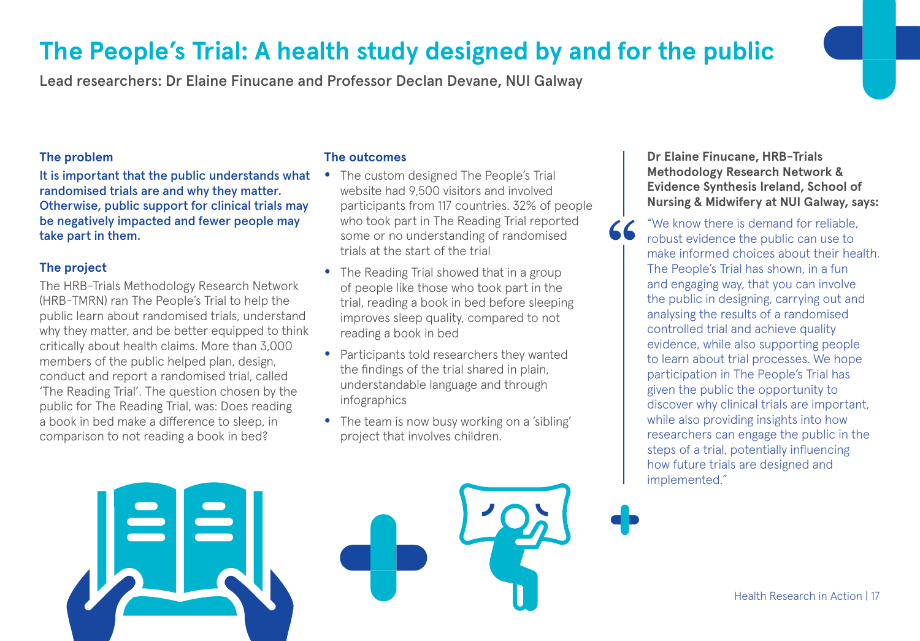# The People's Trial: A health study designed by and for the public

Lead researchers: Dr Elaine Finucane and Professor Declan Devane, NUI Galway

### The problem

**It is important that the public understands what randomised trials are and why they matter. Otherwise, public support for clinical trials may be negatively impacted and fewer people may take part in them.**

### The project

The HRB-Trials Methodology Research Network (HRB-TMRN) ran The People's Trial to help the public learn about randomised trials, understand why they matter, and be better equipped to think critically about health claims. More than 3,000 members of the public helped plan, design, conduct and report a randomised trial, called 'The Reading Trial'. The question chosen by the public for The Reading Trial, was: Does reading a book in bed make a difference to sleep, in comparison to not reading a book in bed?

### The outcomes

- The custom designed The People's Trial website had 9,500 visitors and involved participants from 117 countries. 32% of people who took part in The Reading Trial reported some or no understanding of randomised trials at the start of the trial
- The Reading Trial showed that in a group of people like those who took part in the trial, reading a book in bed before sleeping improves sleep quality, compared to not reading a book in bed
- Participants told researchers they wanted the findings of the trial shared in plain, understandable language and through infographics
- The team is now busy working on a 'sibling' project that involves children.

**Dr Elaine Finucane, HRB-Trials Methodology Research Network & Evidence Synthesis Ireland, School of Nursing & Midwifery at NUI Galway, says:**

"We know there is demand for reliable, robust evidence the public can use to make informed choices about their health. The People's Trial has shown, in a fun and engaging way, that you can involve the public in designing, carrying out and analysing the results of a randomised controlled trial and achieve quality evidence, while also supporting people to learn about trial processes. We hope participation in The People's Trial has given the public the opportunity to discover why clinical trials are important, while also providing insights into how researchers can engage the public in the steps of a trial, potentially influencing how future trials are designed and implemented."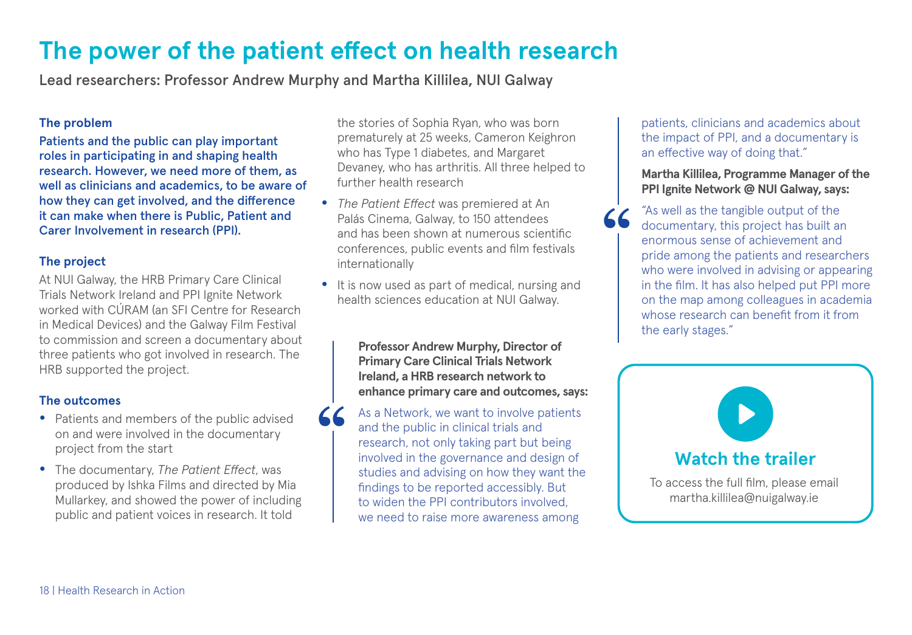# The power of the patient effect on health research

Lead researchers: Professor Andrew Murphy and Martha Killilea, NUI Galway

### The problem

**Patients and the public can play important roles in participating in and shaping health research. However, we need more of them, as well as clinicians and academics, to be aware of how they can get involved, and the difference it can make when there is Public, Patient and Carer Involvement in research (PPI).**

### The project

At NUI Galway, the HRB Primary Care Clinical Trials Network Ireland and PPI Ignite Network worked with CÚRAM (an SFI Centre for Research in Medical Devices) and the Galway Film Festival to commission and screen a documentary about three patients who got involved in research. The HRB supported the project.

### The outcomes

- Patients and members of the public advised on and were involved in the documentary project from the start
- The documentary, *The Patient Effect*, was produced by Ishka Films and directed by Mia Mullarkey, and showed the power of including public and patient voices in research. It told the stories of Sophia Ryan, who was born prematurely at 25 weeks, Cameron Keighron who has Type 1 diabetes, and Margaret Devaney, who has arthritis. All three helped to further health research
- *The Patient Effect* was premiered at An Palás Cinema, Galway, to 150 attendees and has been shown at numerous scientific conferences, public events and film festivals internationally
- It is now used as part of medical, nursing and health sciences education at NUI Galway.

**Professor Andrew Murphy, Director of Primary Care Clinical Trials Network Ireland, a HRB research network to enhance primary care and outcomes, says:**

> As a Network, we want to involve patients and the public in clinical trials and research, not only taking part but being involved in the governance and design of studies and advising on how they want the findings to be reported accessibly. But to widen the PPI contributors involved, we need to raise more awareness among patients, clinicians and academics about the impact of PPI, and a documentary is an effective way of doing that."

**Martha Killilea, Programme Manager of the PPI Ignite Network @ NUI Galway, says:**

> "As well as the tangible output of the documentary, this project has built an enormous sense of achievement and pride among the patients and researchers who were involved in advising or appearing in the film. It has also helped put PPI more on the map among colleagues in academia whose research can benefit from it from the early stages."

**Watch the trailer**

To access the full film, please email martha.killilea@nuigalway.ie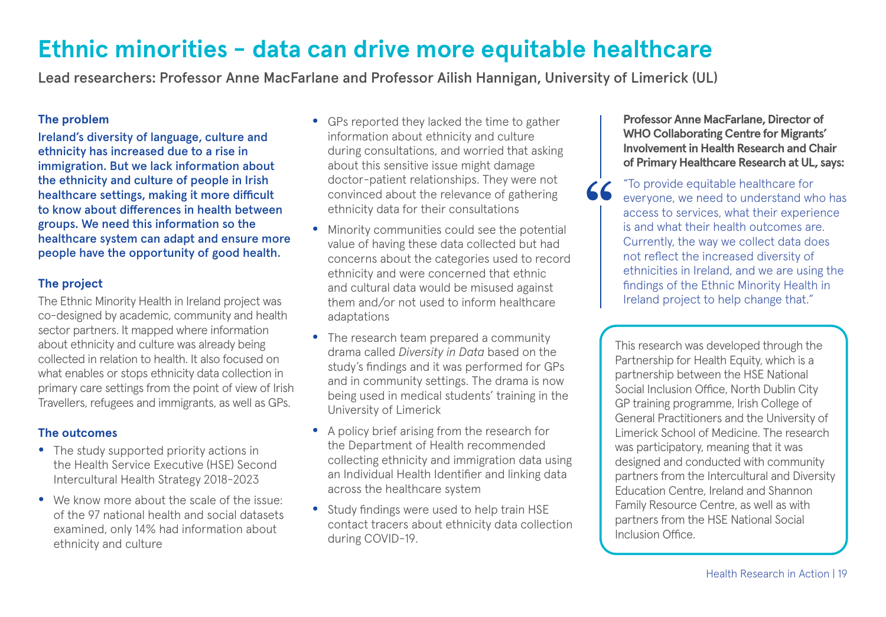# Ethnic minorities – data can drive more equitable healthcare

Lead researchers: Professor Anne MacFarlane and Professor Ailish Hannigan, University of Limerick (UL)

### The problem

**Ireland's diversity of language, culture and ethnicity has increased due to a rise in immigration. But we lack information about the ethnicity and culture of people in Irish healthcare settings, making it more difficult to know about differences in health between groups. We need this information so the healthcare system can adapt and ensure more people have the opportunity of good health.**

### The project

The Ethnic Minority Health in Ireland project was co-designed by academic, community and health sector partners. It mapped where information about ethnicity and culture was already being collected in relation to health. It also focused on what enables or stops ethnicity data collection in primary care settings from the point of view of Irish Travellers, refugees and immigrants, as well as GPs.

### The outcomes

- The study supported priority actions in the Health Service Executive (HSE) Second Intercultural Health Strategy 2018-2023
- We know more about the scale of the issue: of the 97 national health and social datasets examined, only 14% had information about ethnicity and culture
- GPs reported they lacked the time to gather information about ethnicity and culture during consultations, and worried that asking about this sensitive issue might damage doctor-patient relationships. They were not convinced about the relevance of gathering ethnicity data for their consultations
- Minority communities could see the potential value of having these data collected but had concerns about the categories used to record ethnicity and were concerned that ethnic and cultural data would be misused against them and/or not used to inform healthcare adaptations
- The research team prepared a community drama called *Diversity in Data* based on the study's findings and it was performed for GPs and in community settings. The drama is now being used in medical students' training in the University of Limerick
- A policy brief arising from the research for the Department of Health recommended collecting ethnicity and immigration data using an Individual Health Identifier and linking data across the healthcare system
- Study findings were used to help train HSE contact tracers about ethnicity data collection during COVID-19.

**Professor Anne MacFarlane, Director of WHO Collaborating Centre for Migrants' Involvement in Health Research and Chair of Primary Healthcare Research at UL, says:**

> "To provide equitable healthcare for everyone, we need to understand who has access to services, what their experience is and what their health outcomes are. Currently, the way we collect data does not reflect the increased diversity of ethnicities in Ireland, and we are using the findings of the Ethnic Minority Health in Ireland project to help change that."

This research was developed through the Partnership for Health Equity, which is a partnership between the HSE National Social Inclusion Office, North Dublin City GP training programme, Irish College of General Practitioners and the University of Limerick School of Medicine. The research was participatory, meaning that it was designed and conducted with community partners from the Intercultural and Diversity Education Centre, Ireland and Shannon Family Resource Centre, as well as with partners from the HSE National Social Inclusion Office.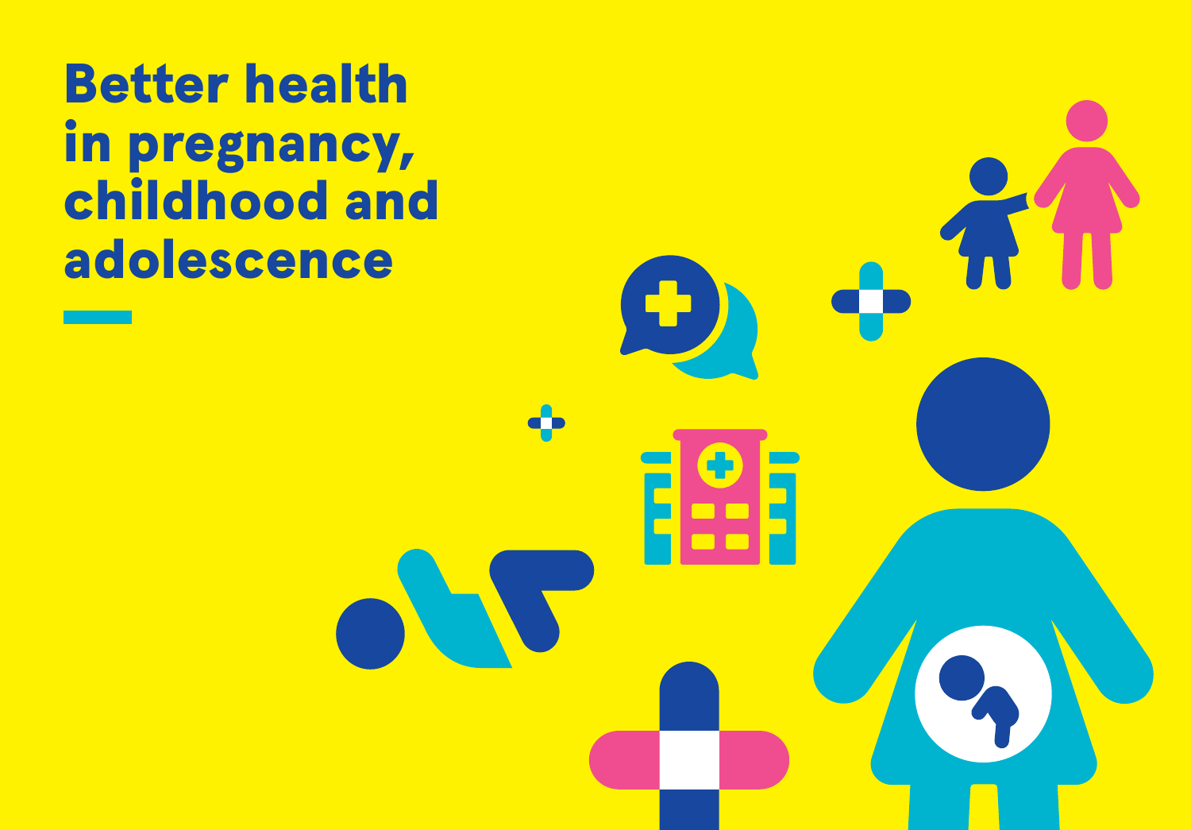# Better health in pregnancy, childhood and adolescence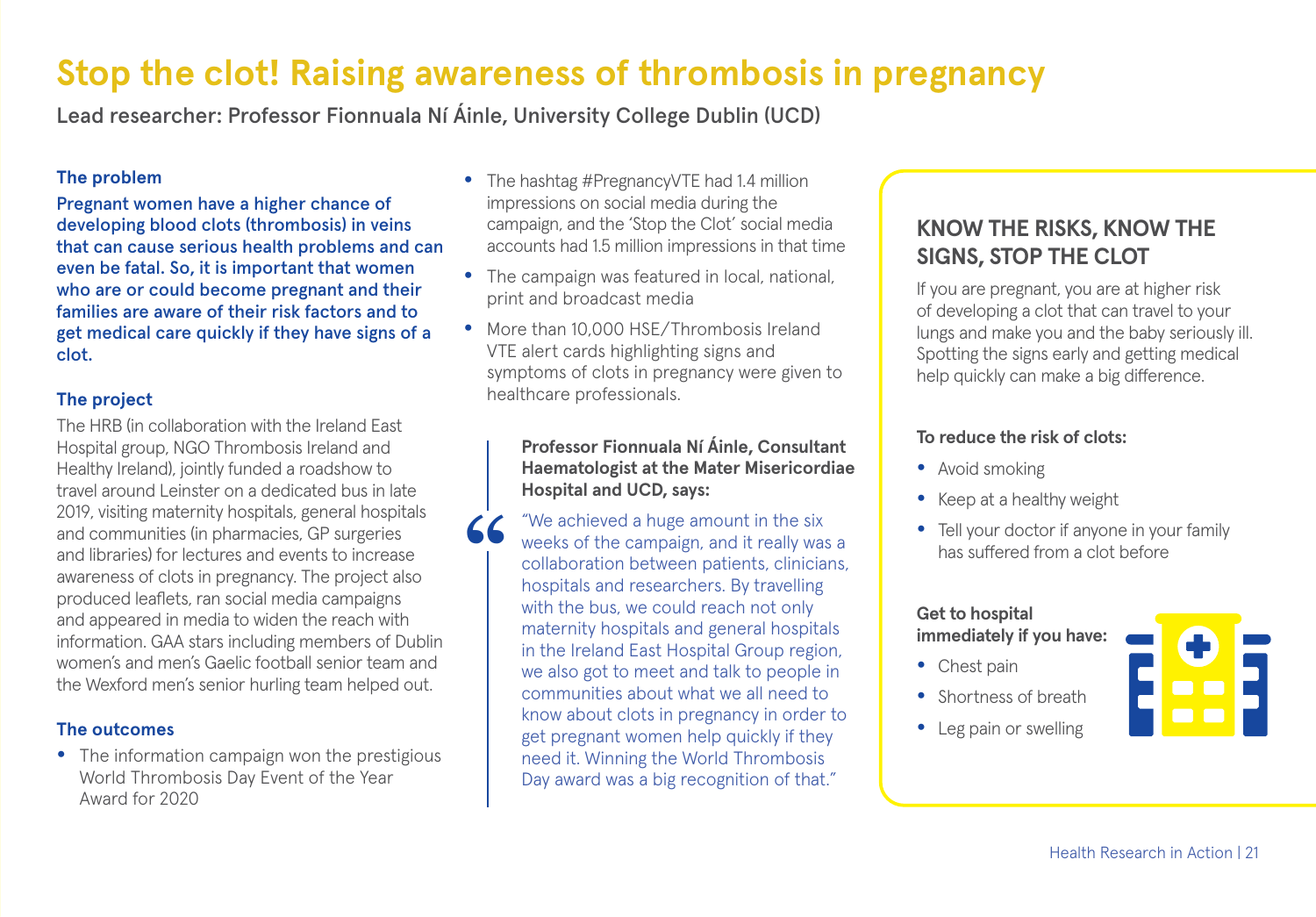# Stop the clot! Raising awareness of thrombosis in pregnancy

**Lead researcher: Professor Fionnuala Ní Áinle, University College Dublin (UCD)**

### The problem

**Pregnant women have a higher chance of developing blood clots (thrombosis) in veins that can cause serious health problems and can even be fatal. So, it is important that women who are or could become pregnant and their families are aware of their risk factors and to get medical care quickly if they have signs of a clot.**

### The project

The HRB (in collaboration with the Ireland East Hospital group, NGO Thrombosis Ireland and Healthy Ireland), jointly funded a roadshow to travel around Leinster on a dedicated bus in late 2019, visiting maternity hospitals, general hospitals and communities (in pharmacies, GP surgeries and libraries) for lectures and events to increase awareness of clots in pregnancy. The project also produced leaflets, ran social media campaigns and appeared in media to widen the reach with information. GAA stars including members of Dublin women's and men's Gaelic football senior team and the Wexford men's senior hurling team helped out.

### The outcomes

- The information campaign won the prestigious World Thrombosis Day Event of the Year Award for 2020
- The hashtag #PregnancyVTE had 1.4 million impressions on social media during the campaign, and the 'Stop the Clot' social media accounts had 1.5 million impressions in that time
- The campaign was featured in local, national, print and broadcast media
- More than 10,000 HSE/Thrombosis Ireland VTE alert cards highlighting signs and symptoms of clots in pregnancy were given to healthcare professionals.

**Professor Fionnuala Ní Áinle, Consultant Haematologist at the Mater Misericordiae Hospital and UCD, says:**

> "We achieved a huge amount in the six weeks of the campaign, and it really was a collaboration between patients, clinicians, hospitals and researchers. By travelling with the bus, we could reach not only maternity hospitals and general hospitals in the Ireland East Hospital Group region, we also got to meet and talk to people in communities about what we all need to know about clots in pregnancy in order to get pregnant women help quickly if they need it. Winning the World Thrombosis Day award was a big recognition of that."

## KNOW THE RISKS, KNOW THE SIGNS, STOP THE CLOT

If you are pregnant, you are at higher risk of developing a clot that can travel to your lungs and make you and the baby seriously ill. Spotting the signs early and getting medical help quickly can make a big difference.

**To reduce the risk of clots:**

- Avoid smoking
- Keep at a healthy weight
- Tell your doctor if anyone in your family has suffered from a clot before

**Get to hospital immediately if you have:**

- Chest pain
- Shortness of breath
- Leg pain or swelling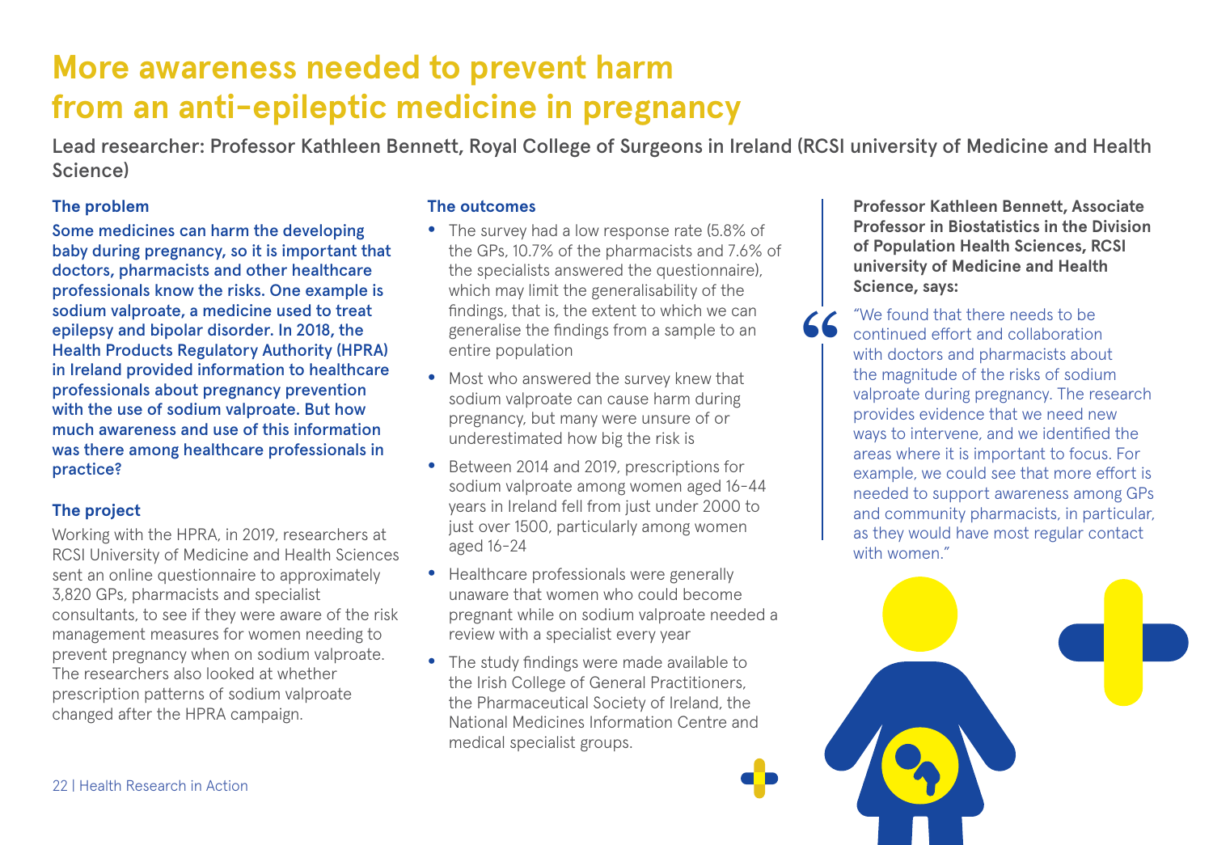# More awareness needed to prevent harm from an anti-epileptic medicine in pregnancy

Lead researcher: Professor Kathleen Bennett, Royal College of Surgeons in Ireland (RCSI university of Medicine and Health Science)

### The problem

**Some medicines can harm the developing baby during pregnancy, so it is important that doctors, pharmacists and other healthcare professionals know the risks. One example is sodium valproate, a medicine used to treat epilepsy and bipolar disorder. In 2018, the Health Products Regulatory Authority (HPRA) in Ireland provided information to healthcare professionals about pregnancy prevention with the use of sodium valproate. But how much awareness and use of this information was there among healthcare professionals in practice?**

### The project

Working with the HPRA, in 2019, researchers at RCSI University of Medicine and Health Sciences sent an online questionnaire to approximately 3,820 GPs, pharmacists and specialist consultants, to see if they were aware of the risk management measures for women needing to prevent pregnancy when on sodium valproate. The researchers also looked at whether prescription patterns of sodium valproate changed after the HPRA campaign.

### The outcomes

- The survey had a low response rate (5.8% of the GPs, 10.7% of the pharmacists and 7.6% of the specialists answered the questionnaire), which may limit the generalisability of the findings, that is, the extent to which we can generalise the findings from a sample to an entire population
- Most who answered the survey knew that sodium valproate can cause harm during pregnancy, but many were unsure of or underestimated how big the risk is
- Between 2014 and 2019, prescriptions for sodium valproate among women aged 16-44 years in Ireland fell from just under 2000 to just over 1500, particularly among women aged 16-24
- Healthcare professionals were generally unaware that women who could become pregnant while on sodium valproate needed a review with a specialist every year
- The study findings were made available to the Irish College of General Practitioners, the Pharmaceutical Society of Ireland, the National Medicines Information Centre and medical specialist groups.

**Professor Kathleen Bennett, Associate Professor in Biostatistics in the Division of Population Health Sciences, RCSI university of Medicine and Health Science, says:**

> "We found that there needs to be continued effort and collaboration with doctors and pharmacists about the magnitude of the risks of sodium valproate during pregnancy. The research provides evidence that we need new ways to intervene, and we identified the areas where it is important to focus. For example, we could see that more effort is needed to support awareness among GPs and community pharmacists, in particular, as they would have most regular contact with women."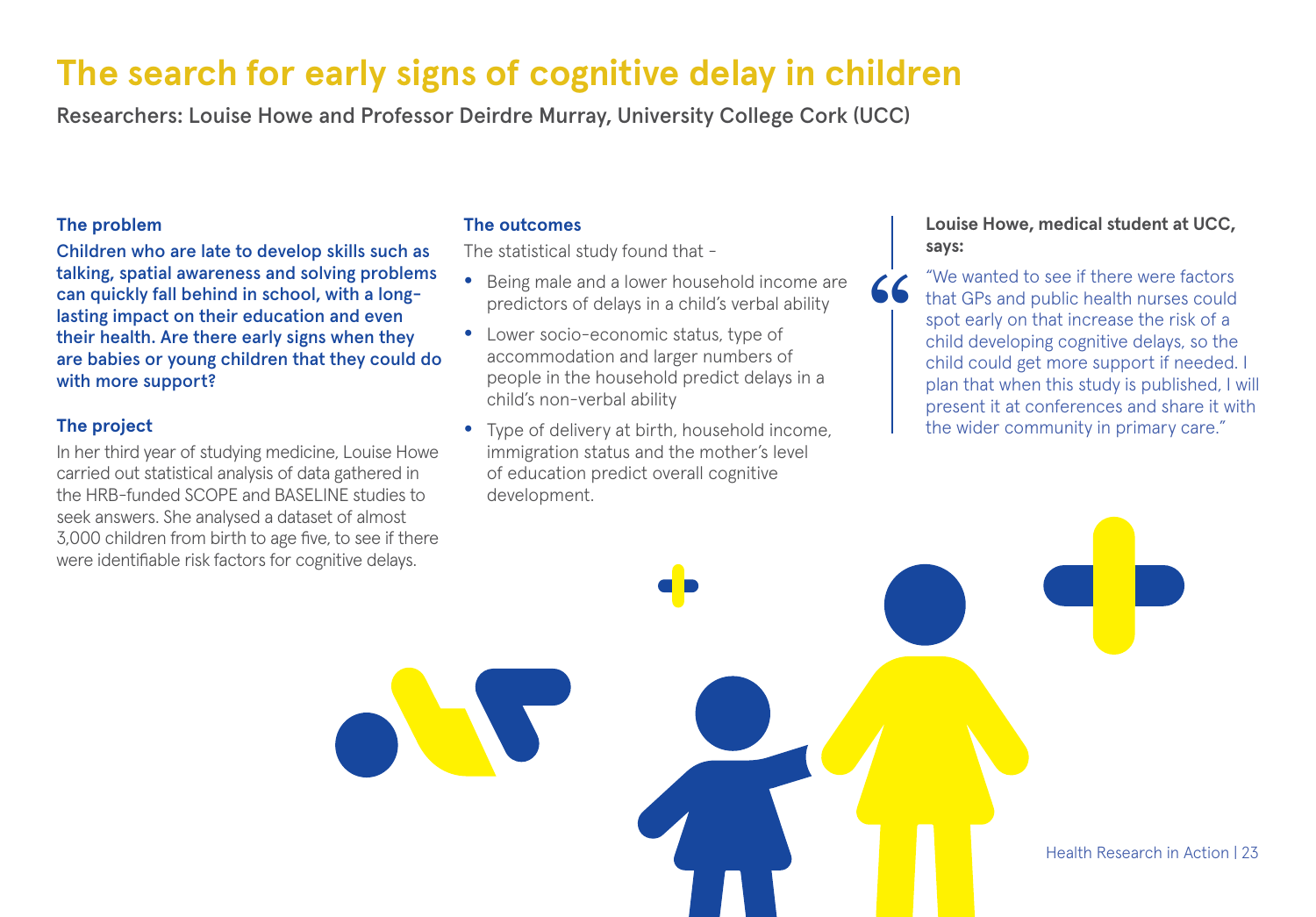# The search for early signs of cognitive delay in children

Researchers: Louise Howe and Professor Deirdre Murray, University College Cork (UCC)

### The problem

**Children who are late to develop skills such as talking, spatial awareness and solving problems can quickly fall behind in school, with a long-lasting impact on their education and even their health. Are there early signs when they are babies or young children that they could do with more support?**

### The project

In her third year of studying medicine, Louise Howe carried out statistical analysis of data gathered in the HRB-funded SCOPE and BASELINE studies to seek answers. She analysed a dataset of almost 3,000 children from birth to age five, to see if there were identifiable risk factors for cognitive delays.

### The outcomes

The statistical study found that -

- Being male and a lower household income are predictors of delays in a child's verbal ability
- Lower socio-economic status, type of accommodation and larger numbers of people in the household predict delays in a child's non-verbal ability
- Type of delivery at birth, household income, immigration status and the mother's level of education predict overall cognitive development.

**Louise Howe, medical student at UCC, says:**

"We wanted to see if there were factors that GPs and public health nurses could spot early on that increase the risk of a child developing cognitive delays, so the child could get more support if needed. I plan that when this study is published, I will present it at conferences and share it with the wider community in primary care."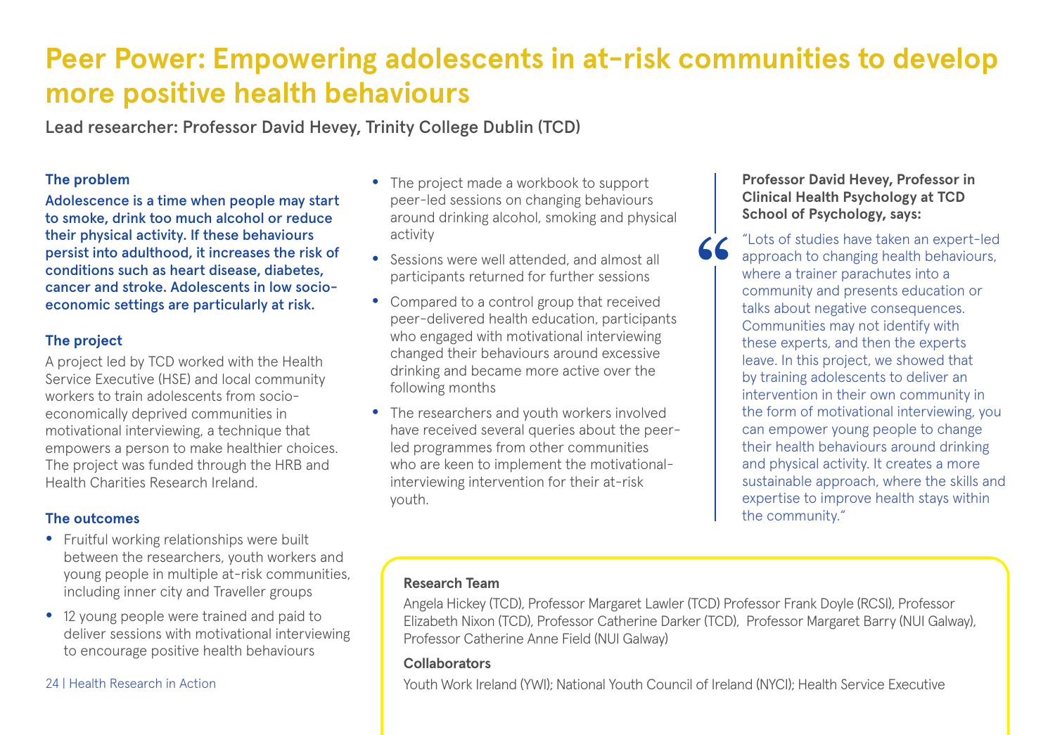# Peer Power: Empowering adolescents in at-risk communities to develop more positive health behaviours

Lead researcher: Professor David Hevey, Trinity College Dublin (TCD)

### The problem

**Adolescence is a time when people may start to smoke, drink too much alcohol or reduce their physical activity. If these behaviours persist into adulthood, it increases the risk of conditions such as heart disease, diabetes, cancer and stroke. Adolescents in low socio-economic settings are particularly at risk.**

### The project

A project led by TCD worked with the Health Service Executive (HSE) and local community workers to train adolescents from socio-economically deprived communities in motivational interviewing, a technique that empowers a person to make healthier choices. The project was funded through the HRB and Health Charities Research Ireland.

### The outcomes

- Fruitful working relationships were built between the researchers, youth workers and young people in multiple at-risk communities, including inner city and Traveller groups
- 12 young people were trained and paid to deliver sessions with motivational interviewing to encourage positive health behaviours
- The project made a workbook to support peer-led sessions on changing behaviours around drinking alcohol, smoking and physical activity
- Sessions were well attended, and almost all participants returned for further sessions
- Compared to a control group that received peer-delivered health education, participants who engaged with motivational interviewing changed their behaviours around excessive drinking and became more active over the following months
- The researchers and youth workers involved have received several queries about the peer-led programmes from other communities who are keen to implement the motivational-interviewing intervention for their at-risk youth.

**Professor David Hevey, Professor in Clinical Health Psychology at TCD School of Psychology, says:**

> "Lots of studies have taken an expert-led approach to changing health behaviours, where a trainer parachutes into a community and presents education or talks about negative consequences. Communities may not identify with these experts, and then the experts leave. In this project, we showed that by training adolescents to deliver an intervention in their own community in the form of motivational interviewing, you can empower young people to change their health behaviours around drinking and physical activity. It creates a more sustainable approach, where the skills and expertise to improve health stays within the community."

**Research Team**

Angela Hickey (TCD), Professor Margaret Lawler (TCD) Professor Frank Doyle (RCSI), Professor Elizabeth Nixon (TCD), Professor Catherine Darker (TCD), Professor Margaret Barry (NUI Galway), Professor Catherine Anne Field (NUI Galway)

**Collaborators**

Youth Work Ireland (YWI); National Youth Council of Ireland (NYCI); Health Service Executive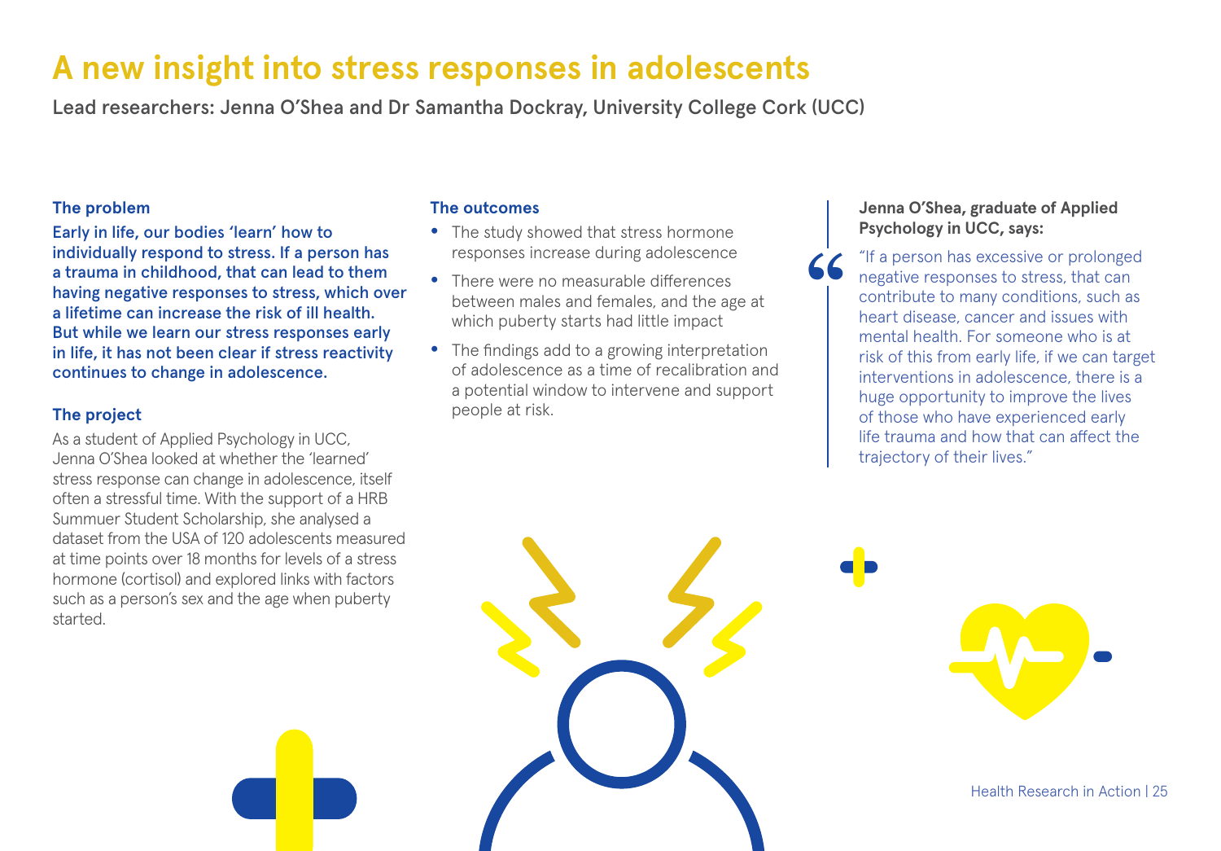# A new insight into stress responses in adolescents

Lead researchers: Jenna O'Shea and Dr Samantha Dockray, University College Cork (UCC)

### The problem

**Early in life, our bodies 'learn' how to individually respond to stress. If a person has a trauma in childhood, that can lead to them having negative responses to stress, which over a lifetime can increase the risk of ill health. But while we learn our stress responses early in life, it has not been clear if stress reactivity continues to change in adolescence.**

### The project

As a student of Applied Psychology in UCC, Jenna O'Shea looked at whether the 'learned' stress response can change in adolescence, itself often a stressful time. With the support of a HRB Summuer Student Scholarship, she analysed a dataset from the USA of 120 adolescents measured at time points over 18 months for levels of a stress hormone (cortisol) and explored links with factors such as a person's sex and the age when puberty started.

### The outcomes

- The study showed that stress hormone responses increase during adolescence
- There were no measurable differences between males and females, and the age at which puberty starts had little impact
- The findings add to a growing interpretation of adolescence as a time of recalibration and a potential window to intervene and support people at risk.

**Jenna O'Shea, graduate of Applied Psychology in UCC, says:**

> "If a person has excessive or prolonged negative responses to stress, that can contribute to many conditions, such as heart disease, cancer and issues with mental health. For someone who is at risk of this from early life, if we can target interventions in adolescence, there is a huge opportunity to improve the lives of those who have experienced early life trauma and how that can affect the trajectory of their lives."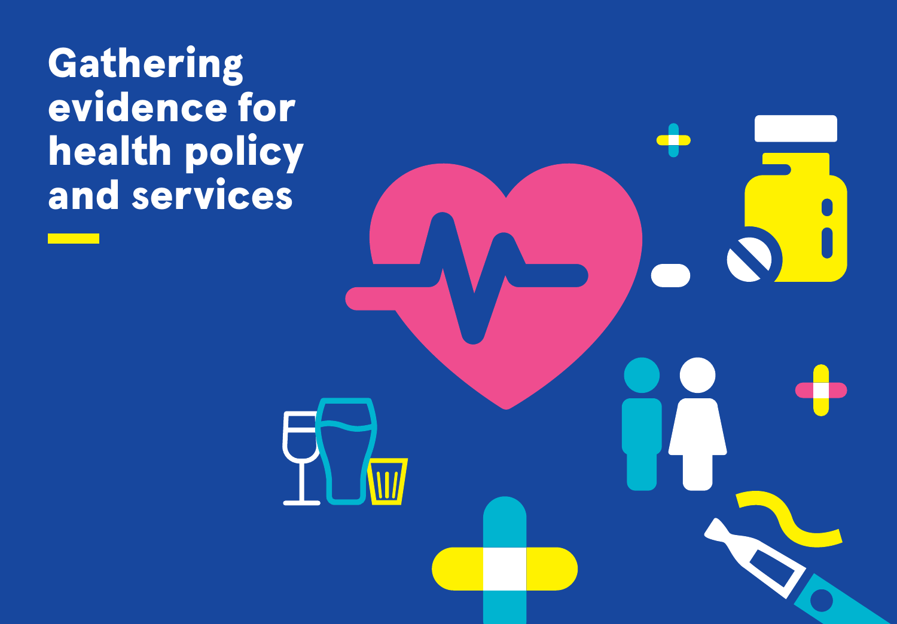# Gathering evidence for health policy and services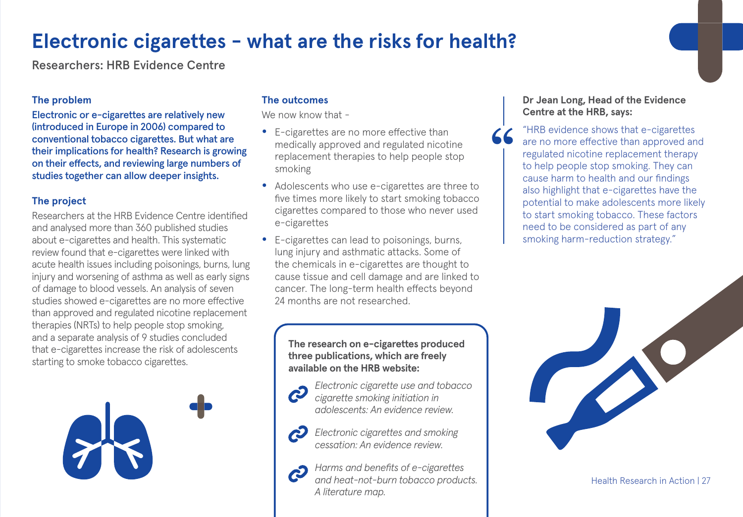# Electronic cigarettes – what are the risks for health?

Researchers: HRB Evidence Centre

### The problem

**Electronic or e-cigarettes are relatively new (introduced in Europe in 2006) compared to conventional tobacco cigarettes. But what are their implications for health? Research is growing on their effects, and reviewing large numbers of studies together can allow deeper insights.**

### The project

Researchers at the HRB Evidence Centre identified and analysed more than 360 published studies about e-cigarettes and health. This systematic review found that e-cigarettes were linked with acute health issues including poisonings, burns, lung injury and worsening of asthma as well as early signs of damage to blood vessels. An analysis of seven studies showed e-cigarettes are no more effective than approved and regulated nicotine replacement therapies (NRTs) to help people stop smoking, and a separate analysis of 9 studies concluded that e-cigarettes increase the risk of adolescents starting to smoke tobacco cigarettes.

### The outcomes

We now know that -

- E-cigarettes are no more effective than medically approved and regulated nicotine replacement therapies to help people stop smoking
- Adolescents who use e-cigarettes are three to five times more likely to start smoking tobacco cigarettes compared to those who never used e-cigarettes
- E-cigarettes can lead to poisonings, burns, lung injury and asthmatic attacks. Some of the chemicals in e-cigarettes are thought to cause tissue and cell damage and are linked to cancer. The long-term health effects beyond 24 months are not researched.

**The research on e-cigarettes produced three publications, which are freely available on the HRB website:**

- *Electronic cigarette use and tobacco cigarette smoking initiation in adolescents: An evidence review.*
- *Electronic cigarettes and smoking cessation: An evidence review.*
- *Harms and benefits of e-cigarettes and heat-not-burn tobacco products. A literature map.*

**Dr Jean Long, Head of the Evidence Centre at the HRB, says:**

"HRB evidence shows that e-cigarettes are no more effective than approved and regulated nicotine replacement therapy to help people stop smoking. They can cause harm to health and our findings also highlight that e-cigarettes have the potential to make adolescents more likely to start smoking tobacco. These factors need to be considered as part of any smoking harm-reduction strategy."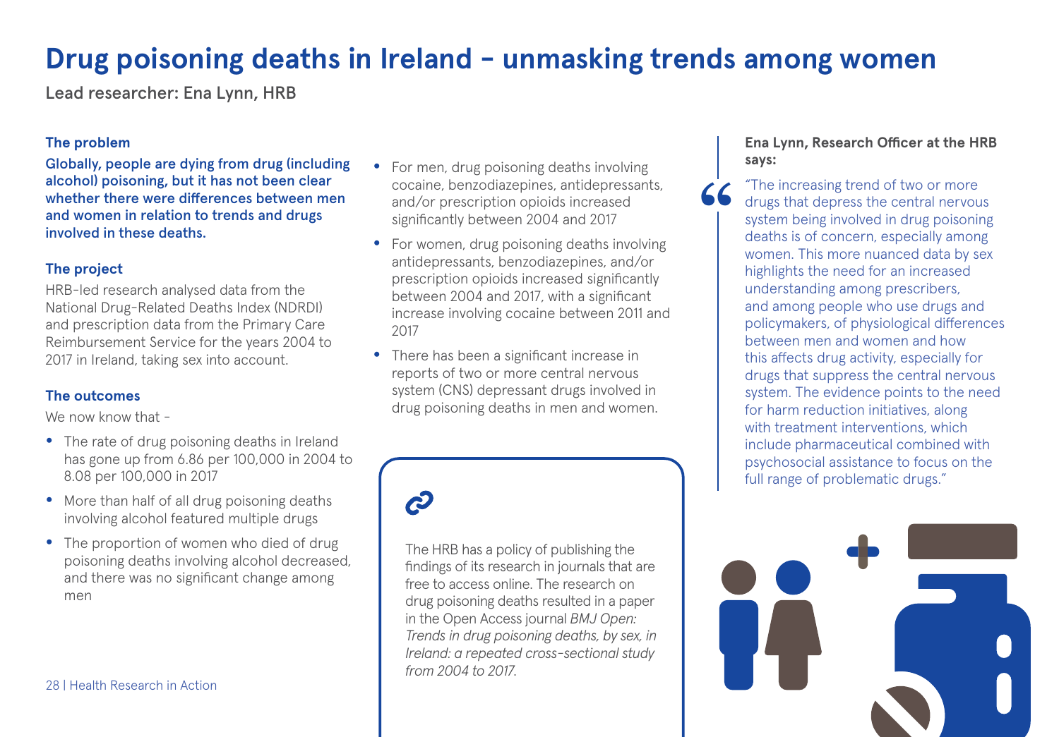# Drug poisoning deaths in Ireland – unmasking trends among women

Lead researcher: Ena Lynn, HRB

### The problem

**Globally, people are dying from drug (including alcohol) poisoning, but it has not been clear whether there were differences between men and women in relation to trends and drugs involved in these deaths.**

### The project

HRB-led research analysed data from the National Drug-Related Deaths Index (NDRDI) and prescription data from the Primary Care Reimbursement Service for the years 2004 to 2017 in Ireland, taking sex into account.

### The outcomes

We now know that –

- The rate of drug poisoning deaths in Ireland has gone up from 6.86 per 100,000 in 2004 to 8.08 per 100,000 in 2017
- More than half of all drug poisoning deaths involving alcohol featured multiple drugs
- The proportion of women who died of drug poisoning deaths involving alcohol decreased, and there was no significant change among men
- For men, drug poisoning deaths involving cocaine, benzodiazepines, antidepressants, and/or prescription opioids increased significantly between 2004 and 2017
- For women, drug poisoning deaths involving antidepressants, benzodiazepines, and/or prescription opioids increased significantly between 2004 and 2017, with a significant increase involving cocaine between 2011 and 2017
- There has been a significant increase in reports of two or more central nervous system (CNS) depressant drugs involved in drug poisoning deaths in men and women.

The HRB has a policy of publishing the findings of its research in journals that are free to access online. The research on drug poisoning deaths resulted in a paper in the Open Access journal *BMJ Open: Trends in drug poisoning deaths, by sex, in Ireland: a repeated cross-sectional study from 2004 to 2017.*

**Ena Lynn, Research Officer at the HRB says:**

> "The increasing trend of two or more drugs that depress the central nervous system being involved in drug poisoning deaths is of concern, especially among women. This more nuanced data by sex highlights the need for an increased understanding among prescribers, and among people who use drugs and policymakers, of physiological differences between men and women and how this affects drug activity, especially for drugs that suppress the central nervous system. The evidence points to the need for harm reduction initiatives, along with treatment interventions, which include pharmaceutical combined with psychosocial assistance to focus on the full range of problematic drugs."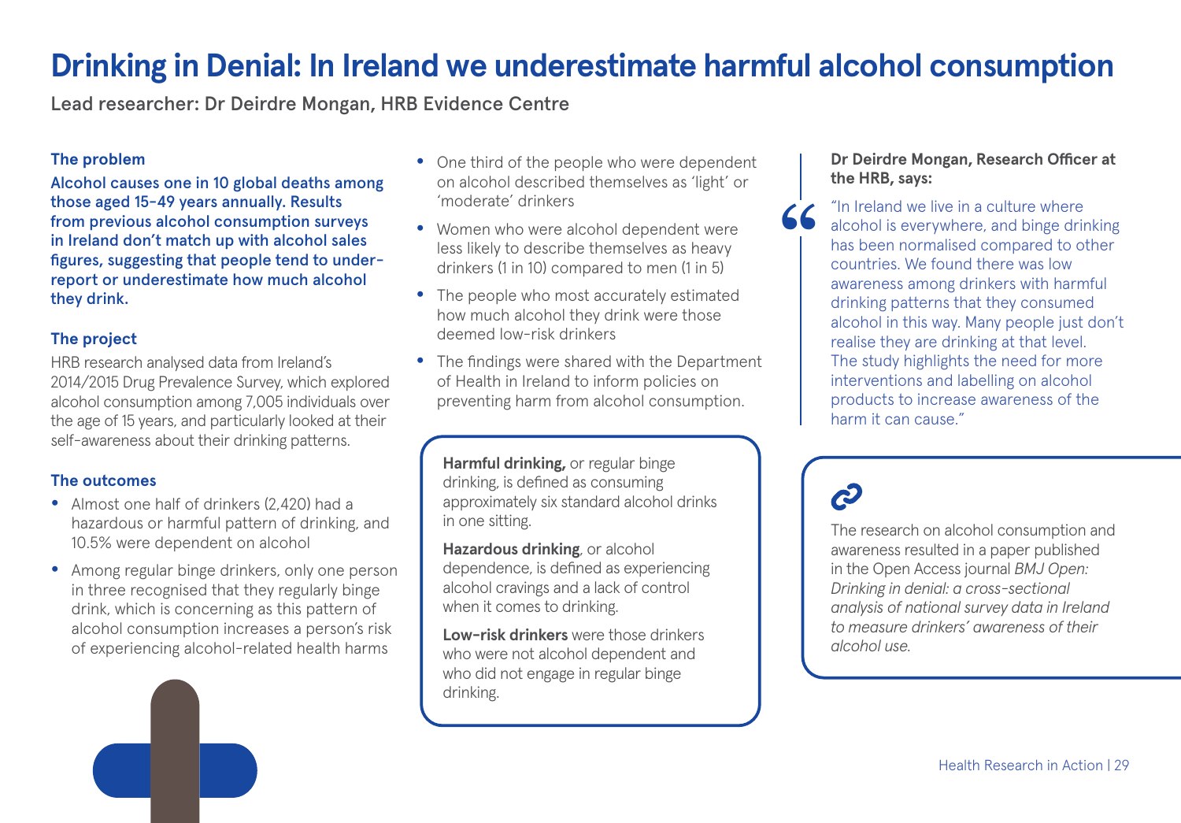# Drinking in Denial: In Ireland we underestimate harmful alcohol consumption

Lead researcher: Dr Deirdre Mongan, HRB Evidence Centre

### The problem

**Alcohol causes one in 10 global deaths among those aged 15-49 years annually. Results from previous alcohol consumption surveys in Ireland don't match up with alcohol sales figures, suggesting that people tend to under-report or underestimate how much alcohol they drink.**

### The project

HRB research analysed data from Ireland's 2014/2015 Drug Prevalence Survey, which explored alcohol consumption among 7,005 individuals over the age of 15 years, and particularly looked at their self-awareness about their drinking patterns.

### The outcomes

- Almost one half of drinkers (2,420) had a hazardous or harmful pattern of drinking, and 10.5% were dependent on alcohol
- Among regular binge drinkers, only one person in three recognised that they regularly binge drink, which is concerning as this pattern of alcohol consumption increases a person's risk of experiencing alcohol-related health harms
- One third of the people who were dependent on alcohol described themselves as 'light' or 'moderate' drinkers
- Women who were alcohol dependent were less likely to describe themselves as heavy drinkers (1 in 10) compared to men (1 in 5)
- The people who most accurately estimated how much alcohol they drink were those deemed low-risk drinkers
- The findings were shared with the Department of Health in Ireland to inform policies on preventing harm from alcohol consumption.

**Harmful drinking,** or regular binge drinking, is defined as consuming approximately six standard alcohol drinks in one sitting.

**Hazardous drinking**, or alcohol dependence, is defined as experiencing alcohol cravings and a lack of control when it comes to drinking.

**Low-risk drinkers** were those drinkers who were not alcohol dependent and who did not engage in regular binge drinking.

**Dr Deirdre Mongan, Research Officer at the HRB, says:**

"In Ireland we live in a culture where alcohol is everywhere, and binge drinking has been normalised compared to other countries. We found there was low awareness among drinkers with harmful drinking patterns that they consumed alcohol in this way. Many people just don't realise they are drinking at that level. The study highlights the need for more interventions and labelling on alcohol products to increase awareness of the harm it can cause."

The research on alcohol consumption and awareness resulted in a paper published in the Open Access journal *BMJ Open: Drinking in denial: a cross-sectional analysis of national survey data in Ireland to measure drinkers' awareness of their alcohol use.*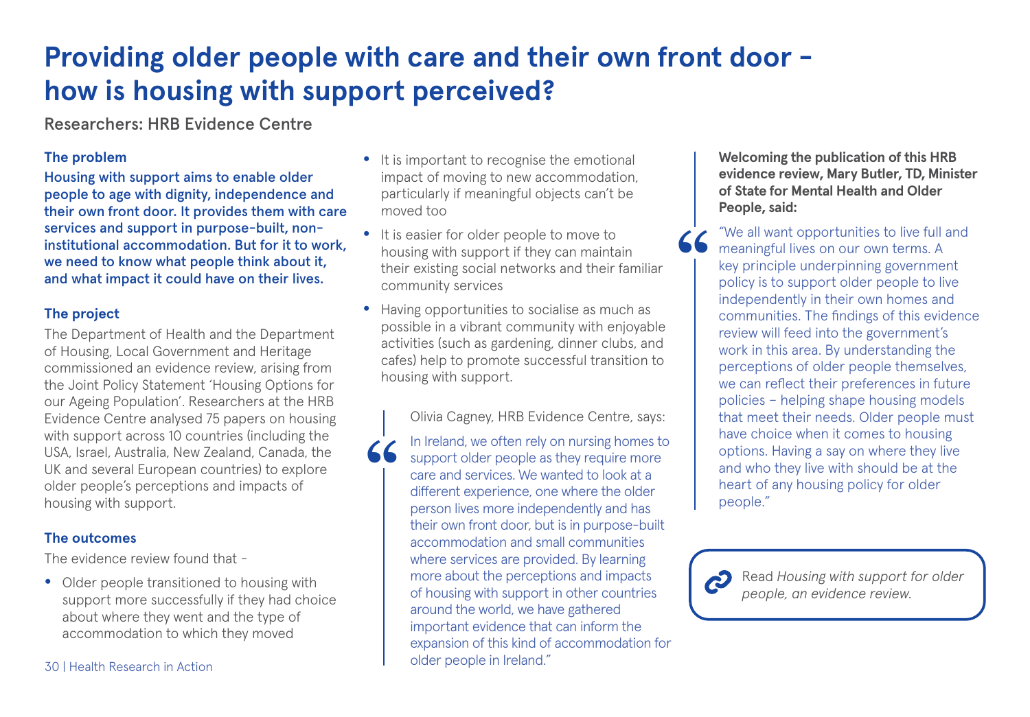# Providing older people with care and their own front door – how is housing with support perceived?

Researchers: HRB Evidence Centre

### The problem

**Housing with support aims to enable older people to age with dignity, independence and their own front door. It provides them with care services and support in purpose-built, non-institutional accommodation. But for it to work, we need to know what people think about it, and what impact it could have on their lives.**

### The project

The Department of Health and the Department of Housing, Local Government and Heritage commissioned an evidence review, arising from the Joint Policy Statement 'Housing Options for our Ageing Population'. Researchers at the HRB Evidence Centre analysed 75 papers on housing with support across 10 countries (including the USA, Israel, Australia, New Zealand, Canada, the UK and several European countries) to explore older people's perceptions and impacts of housing with support.

### The outcomes

The evidence review found that –

- Older people transitioned to housing with support more successfully if they had choice about where they went and the type of accommodation to which they moved
- It is important to recognise the emotional impact of moving to new accommodation, particularly if meaningful objects can't be moved too
- It is easier for older people to move to housing with support if they can maintain their existing social networks and their familiar community services
- Having opportunities to socialise as much as possible in a vibrant community with enjoyable activities (such as gardening, dinner clubs, and cafes) help to promote successful transition to housing with support.

Olivia Cagney, HRB Evidence Centre, says:

> In Ireland, we often rely on nursing homes to support older people as they require more care and services. We wanted to look at a different experience, one where the older person lives more independently and has their own front door, but is in purpose-built accommodation and small communities where services are provided. By learning more about the perceptions and impacts of housing with support in other countries around the world, we have gathered important evidence that can inform the expansion of this kind of accommodation for older people in Ireland."

**Welcoming the publication of this HRB evidence review, Mary Butler, TD, Minister of State for Mental Health and Older People, said:**

> "We all want opportunities to live full and meaningful lives on our own terms. A key principle underpinning government policy is to support older people to live independently in their own homes and communities. The findings of this evidence review will feed into the government's work in this area. By understanding the perceptions of older people themselves, we can reflect their preferences in future policies – helping shape housing models that meet their needs. Older people must have choice when it comes to housing options. Having a say on where they live and who they live with should be at the heart of any housing policy for older people."

Read *Housing with support for older people, an evidence review.*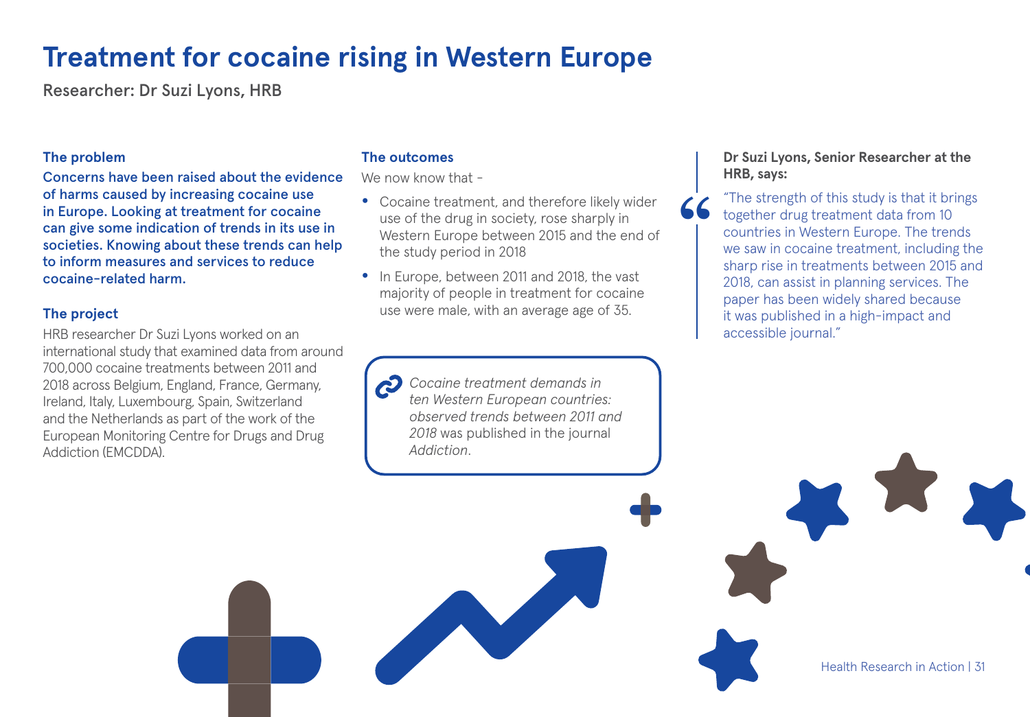# Treatment for cocaine rising in Western Europe

Researcher: Dr Suzi Lyons, HRB

### The problem

**Concerns have been raised about the evidence of harms caused by increasing cocaine use in Europe. Looking at treatment for cocaine can give some indication of trends in its use in societies. Knowing about these trends can help to inform measures and services to reduce cocaine-related harm.**

### The project

HRB researcher Dr Suzi Lyons worked on an international study that examined data from around 700,000 cocaine treatments between 2011 and 2018 across Belgium, England, France, Germany, Ireland, Italy, Luxembourg, Spain, Switzerland and the Netherlands as part of the work of the European Monitoring Centre for Drugs and Drug Addiction (EMCDDA).

### The outcomes

We now know that -

- Cocaine treatment, and therefore likely wider use of the drug in society, rose sharply in Western Europe between 2015 and the end of the study period in 2018
- In Europe, between 2011 and 2018, the vast majority of people in treatment for cocaine use were male, with an average age of 35.

*Cocaine treatment demands in ten Western European countries: observed trends between 2011 and 2018* was published in the journal *Addiction*.

**Dr Suzi Lyons, Senior Researcher at the HRB, says:**

“The strength of this study is that it brings together drug treatment data from 10 countries in Western Europe. The trends we saw in cocaine treatment, including the sharp rise in treatments between 2015 and 2018, can assist in planning services. The paper has been widely shared because it was published in a high-impact and accessible journal.”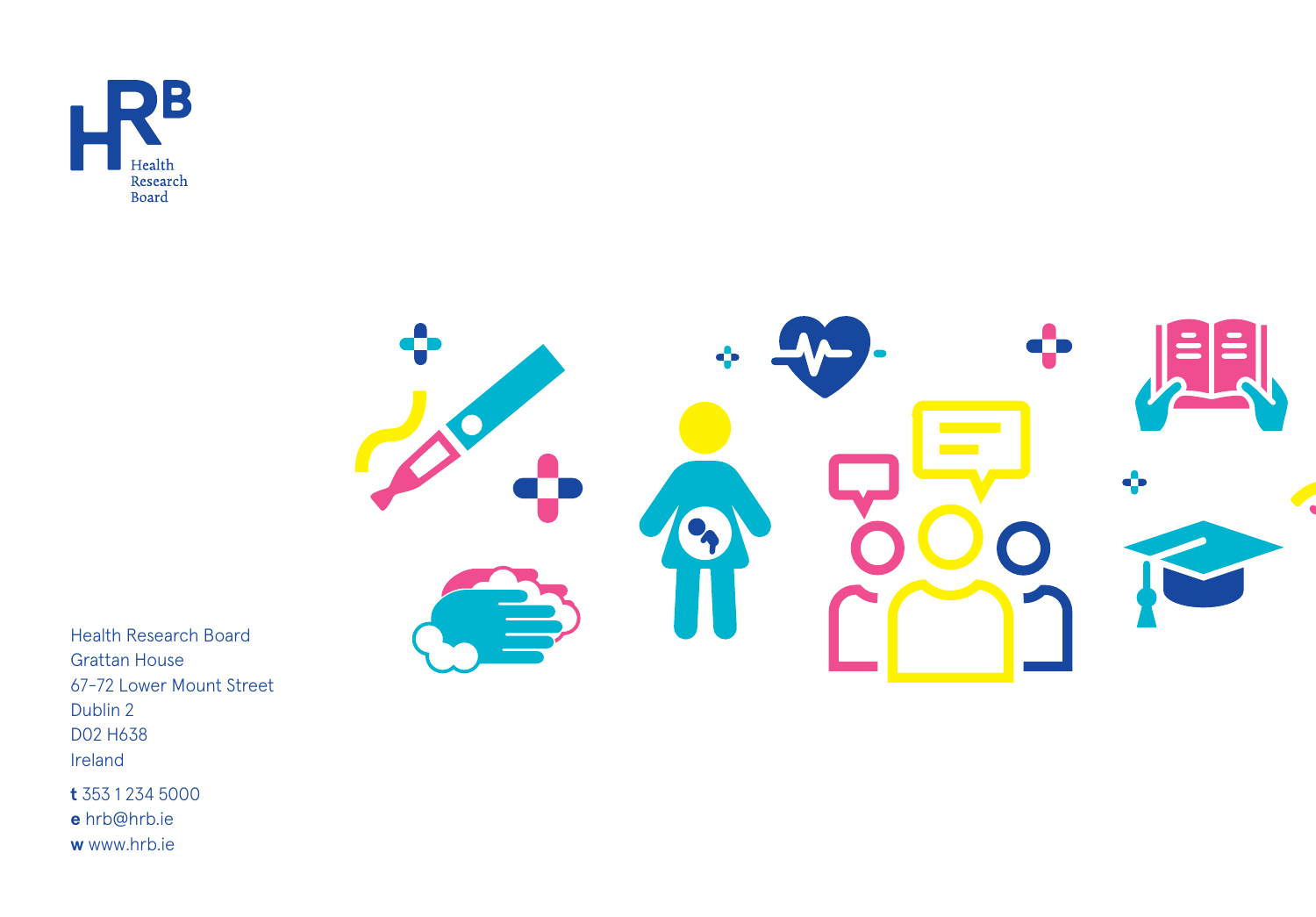Health Research Board

Health Research Board
Grattan House
67-72 Lower Mount Street
Dublin 2
D02 H638
Ireland

**t** 353 1 234 5000
**e** hrb@hrb.ie
**w** www.hrb.ie